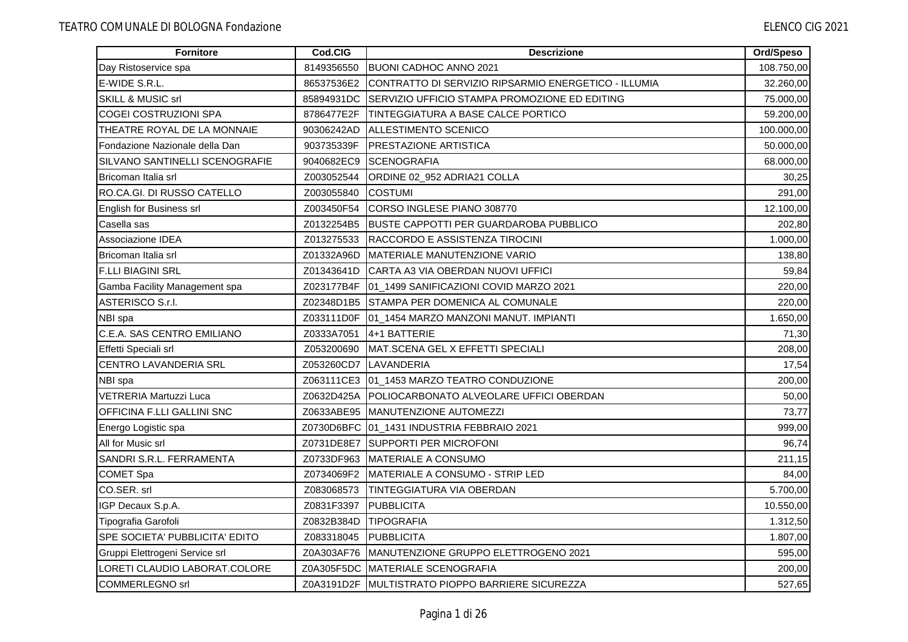| Fornitore | Cod.CIG | Descrizione | Ord/Speso |
|---|---|---|---|
| Day Ristoservice spa | 8149356550 | BUONI CADHOC ANNO 2021 | 108.750,00 |
| E-WIDE S.R.L. | 86537536E2 | CONTRATTO DI SERVIZIO RIPSARMIO ENERGETICO - ILLUMIA | 32.260,00 |
| SKILL & MUSIC srl | 85894931DC | SERVIZIO UFFICIO STAMPA PROMOZIONE ED EDITING | 75.000,00 |
| COGEI COSTRUZIONI SPA | 8786477E2F | TINTEGGIATURA A BASE CALCE PORTICO | 59.200,00 |
| THEATRE ROYAL DE LA MONNAIE | 90306242AD | ALLESTIMENTO SCENICO | 100.000,00 |
| Fondazione Nazionale della Dan | 903735339F | PRESTAZIONE ARTISTICA | 50.000,00 |
| SILVANO SANTINELLI SCENOGRAFIE | 9040682EC9 | SCENOGRAFIA | 68.000,00 |
| Bricoman Italia srl | Z003052544 | ORDINE 02_952 ADRIA21 COLLA | 30,25 |
| RO.CA.GI. DI RUSSO CATELLO | Z003055840 | COSTUMI | 291,00 |
| English for Business srl | Z003450F54 | CORSO INGLESE PIANO 308770 | 12.100,00 |
| Casella sas | Z0132254B5 | BUSTE CAPPOTTI PER GUARDAROBA PUBBLICO | 202,80 |
| Associazione IDEA | Z013275533 | RACCORDO E ASSISTENZA TIROCINI | 1.000,00 |
| Bricoman Italia srl | Z01332A96D | MATERIALE MANUTENZIONE VARIO | 138,80 |
| F.LLI BIAGINI SRL | Z01343641D | CARTA A3 VIA OBERDAN NUOVI UFFICI | 59,84 |
| Gamba Facility Management spa | Z023177B4F | 01_1499 SANIFICAZIONI COVID MARZO 2021 | 220,00 |
| ASTERISCO S.r.l. | Z02348D1B5 | STAMPA PER DOMENICA AL COMUNALE | 220,00 |
| NBI spa | Z033111D0F | 01_1454 MARZO MANZONI MANUT. IMPIANTI | 1.650,00 |
| C.E.A. SAS CENTRO EMILIANO | Z0333A7051 | 4+1 BATTERIE | 71,30 |
| Effetti Speciali srl | Z053200690 | MAT.SCENA GEL X EFFETTI SPECIALI | 208,00 |
| CENTRO LAVANDERIA SRL | Z053260CD7 | LAVANDERIA | 17,54 |
| NBI spa | Z063111CE3 | 01_1453 MARZO TEATRO CONDUZIONE | 200,00 |
| VETRERIA Martuzzi Luca | Z0632D425A | POLIOCARBONATO ALVEOLARE UFFICI OBERDAN | 50,00 |
| OFFICINA F.LLI GALLINI SNC | Z0633ABE95 | MANUTENZIONE AUTOMEZZI | 73,77 |
| Energo Logistic spa | Z0730D6BFC | 01_1431 INDUSTRIA FEBBRAIO 2021 | 999,00 |
| All for Music srl | Z0731DE8E7 | SUPPORTI PER MICROFONI | 96,74 |
| SANDRI S.R.L. FERRAMENTA | Z0733DF963 | MATERIALE A CONSUMO | 211,15 |
| COMET Spa | Z0734069F2 | MATERIALE A CONSUMO - STRIP LED | 84,00 |
| CO.SER. srl | Z083068573 | TINTEGGIATURA VIA OBERDAN | 5.700,00 |
| IGP Decaux S.p.A. | Z0831F3397 | PUBBLICITA | 10.550,00 |
| Tipografia Garofoli | Z0832B384D | TIPOGRAFIA | 1.312,50 |
| SPE SOCIETA' PUBBLICITA' EDITO | Z083318045 | PUBBLICITA | 1.807,00 |
| Gruppi Elettrogeni Service srl | Z0A303AF76 | MANUTENZIONE GRUPPO ELETTROGENO 2021 | 595,00 |
| LORETI CLAUDIO LABORAT.COLORE | Z0A305F5DC | MATERIALE SCENOGRAFIA | 200,00 |
| COMMERLEGNO srl | Z0A3191D2F | MULTISTRATO PIOPPO BARRIERE SICUREZZA | 527,65 |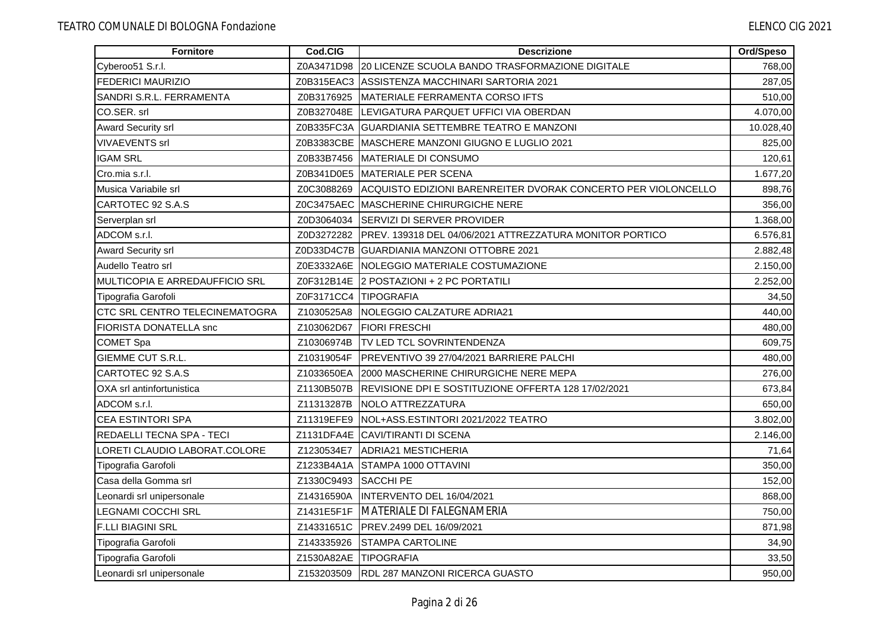| Fornitore | Cod.CIG | Descrizione | Ord/Speso |
|---|---|---|---|
| Cyberoo51 S.r.l. | Z0A3471D98 | 20 LICENZE SCUOLA BANDO TRASFORMAZIONE DIGITALE | 768,00 |
| FEDERICI MAURIZIO | Z0B315EAC3 | ASSISTENZA MACCHINARI SARTORIA 2021 | 287,05 |
| SANDRI S.R.L. FERRAMENTA | Z0B3176925 | MATERIALE FERRAMENTA CORSO IFTS | 510,00 |
| CO.SER. srl | Z0B327048E | LEVIGATURA PARQUET UFFICI VIA OBERDAN | 4.070,00 |
| Award Security srl | Z0B335FC3A | GUARDIANIA SETTEMBRE TEATRO E MANZONI | 10.028,40 |
| VIVAEVENTS srl | Z0B3383CBE | MASCHERE MANZONI GIUGNO E LUGLIO 2021 | 825,00 |
| IGAM SRL | Z0B33B7456 | MATERIALE DI CONSUMO | 120,61 |
| Cro.mia s.r.l. | Z0B341D0E5 | MATERIALE PER SCENA | 1.677,20 |
| Musica Variabile srl | Z0C3088269 | ACQUISTO EDIZIONI BARENREITER DVORAK CONCERTO PER VIOLONCELLO | 898,76 |
| CARTOTEC 92 S.A.S | Z0C3475AEC | MASCHERINE CHIRURGICHE NERE | 356,00 |
| Serverplan srl | Z0D3064034 | SERVIZI DI SERVER PROVIDER | 1.368,00 |
| ADCOM s.r.l. | Z0D3272282 | PREV. 139318 DEL 04/06/2021 ATTREZZATURA MONITOR PORTICO | 6.576,81 |
| Award Security srl | Z0D33D4C7B | GUARDIANIA MANZONI OTTOBRE 2021 | 2.882,48 |
| Audello Teatro srl | Z0E3332A6E | NOLEGGIO MATERIALE COSTUMAZIONE | 2.150,00 |
| MULTICOPIA E ARREDAUFFICIO SRL | Z0F312B14E | 2 POSTAZIONI + 2 PC PORTATILI | 2.252,00 |
| Tipografia Garofoli | Z0F3171CC4 | TIPOGRAFIA | 34,50 |
| CTC SRL CENTRO TELECINEMATOGRA | Z1030525A8 | NOLEGGIO CALZATURE ADRIA21 | 440,00 |
| FIORISTA DONATELLA snc | Z103062D67 | FIORI FRESCHI | 480,00 |
| COMET Spa | Z10306974B | TV LED TCL SOVRINTENDENZA | 609,75 |
| GIEMME CUT S.R.L. | Z10319054F | PREVENTIVO 39 27/04/2021 BARRIERE PALCHI | 480,00 |
| CARTOTEC 92 S.A.S | Z1033650EA | 2000 MASCHERINE CHIRURGICHE NERE MEPA | 276,00 |
| OXA srl antinfortunistica | Z1130B507B | REVISIONE DPI E SOSTITUZIONE OFFERTA 128 17/02/2021 | 673,84 |
| ADCOM s.r.l. | Z11313287B | NOLO ATTREZZATURA | 650,00 |
| CEA ESTINTORI SPA | Z11319EFE9 | NOL+ASS.ESTINTORI 2021/2022 TEATRO | 3.802,00 |
| REDAELLI TECNA SPA - TECI | Z1131DFA4E | CAVI/TIRANTI DI SCENA | 2.146,00 |
| LORETI CLAUDIO LABORAT.COLORE | Z1230534E7 | ADRIA21 MESTICHERIA | 71,64 |
| Tipografia Garofoli | Z1233B4A1A | STAMPA 1000 OTTAVINI | 350,00 |
| Casa della Gomma srl | Z1330C9493 | SACCHI PE | 152,00 |
| Leonardi srl unipersonale | Z14316590A | INTERVENTO DEL 16/04/2021 | 868,00 |
| LEGNAMI COCCHI SRL | Z1431E5F1F | MATERIALE DI FALEGNAMERIA | 750,00 |
| F.LLI BIAGINI SRL | Z14331651C | PREV.2499 DEL 16/09/2021 | 871,98 |
| Tipografia Garofoli | Z143335926 | STAMPA CARTOLINE | 34,90 |
| Tipografia Garofoli | Z1530A82AE | TIPOGRAFIA | 33,50 |
| Leonardi srl unipersonale | Z153203509 | RDL 287 MANZONI RICERCA GUASTO | 950,00 |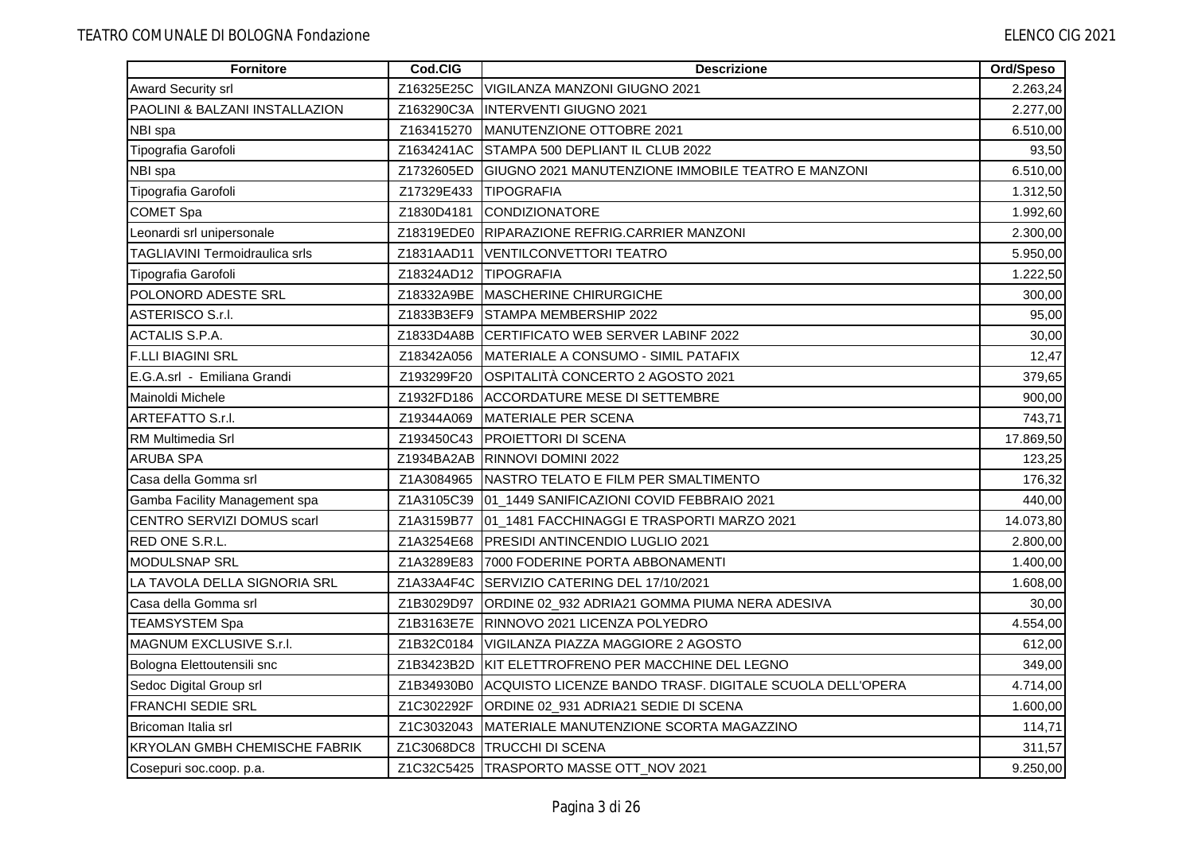| Fornitore | Cod.CIG | Descrizione | Ord/Speso |
|---|---|---|---|
| Award Security srl | Z16325E25C | VIGILANZA MANZONI GIUGNO 2021 | 2.263,24 |
| PAOLINI & BALZANI INSTALLAZION | Z163290C3A | INTERVENTI GIUGNO 2021 | 2.277,00 |
| NBI spa | Z163415270 | MANUTENZIONE OTTOBRE 2021 | 6.510,00 |
| Tipografia Garofoli | Z1634241AC | STAMPA 500 DEPLIANT IL CLUB 2022 | 93,50 |
| NBI spa | Z1732605ED | GIUGNO 2021 MANUTENZIONE IMMOBILE TEATRO E MANZONI | 6.510,00 |
| Tipografia Garofoli | Z17329E433 | TIPOGRAFIA | 1.312,50 |
| COMET Spa | Z1830D4181 | CONDIZIONATORE | 1.992,60 |
| Leonardi srl unipersonale | Z18319EDE0 | RIPARAZIONE REFRIG.CARRIER MANZONI | 2.300,00 |
| TAGLIAVINI Termoidraulica srls | Z1831AAD11 | VENTILCONVETTORI TEATRO | 5.950,00 |
| Tipografia Garofoli | Z18324AD12 | TIPOGRAFIA | 1.222,50 |
| POLONORD ADESTE SRL | Z18332A9BE | MASCHERINE CHIRURGICHE | 300,00 |
| ASTERISCO S.r.l. | Z1833B3EF9 | STAMPA MEMBERSHIP 2022 | 95,00 |
| ACTALIS S.P.A. | Z1833D4A8B | CERTIFICATO WEB SERVER LABINF 2022 | 30,00 |
| F.LLI BIAGINI SRL | Z18342A056 | MATERIALE A CONSUMO - SIMIL PATAFIX | 12,47 |
| E.G.A.srl - Emiliana Grandi | Z193299F20 | OSPITALITÀ CONCERTO 2 AGOSTO 2021 | 379,65 |
| Mainoldi Michele | Z1932FD186 | ACCORDATURE MESE DI SETTEMBRE | 900,00 |
| ARTEFATTO S.r.l. | Z19344A069 | MATERIALE PER SCENA | 743,71 |
| RM Multimedia Srl | Z193450C43 | PROIETTORI DI SCENA | 17.869,50 |
| ARUBA SPA | Z1934BA2AB | RINNOVI DOMINI 2022 | 123,25 |
| Casa della Gomma srl | Z1A3084965 | NASTRO TELATO E FILM PER SMALTIMENTO | 176,32 |
| Gamba Facility Management spa | Z1A3105C39 | 01_1449 SANIFICAZIONI COVID FEBBRAIO 2021 | 440,00 |
| CENTRO SERVIZI DOMUS scarl | Z1A3159B77 | 01_1481 FACCHINAGGI E TRASPORTI MARZO 2021 | 14.073,80 |
| RED ONE S.R.L. | Z1A3254E68 | PRESIDI ANTINCENDIO LUGLIO 2021 | 2.800,00 |
| MODULSNAP SRL | Z1A3289E83 | 7000 FODERINE PORTA ABBONAMENTI | 1.400,00 |
| LA TAVOLA DELLA SIGNORIA SRL | Z1A33A4F4C | SERVIZIO CATERING DEL 17/10/2021 | 1.608,00 |
| Casa della Gomma srl | Z1B3029D97 | ORDINE 02_932 ADRIA21 GOMMA PIUMA NERA ADESIVA | 30,00 |
| TEAMSYSTEM Spa | Z1B3163E7E | RINNOVO 2021 LICENZA POLYEDRO | 4.554,00 |
| MAGNUM EXCLUSIVE S.r.l. | Z1B32C0184 | VIGILANZA PIAZZA MAGGIORE 2 AGOSTO | 612,00 |
| Bologna Elettoutensili snc | Z1B3423B2D | KIT ELETTROFRENO PER MACCHINE DEL LEGNO | 349,00 |
| Sedoc Digital Group srl | Z1B34930B0 | ACQUISTO LICENZE BANDO TRASF. DIGITALE SCUOLA DELL'OPERA | 4.714,00 |
| FRANCHI SEDIE SRL | Z1C302292F | ORDINE 02_931 ADRIA21 SEDIE DI SCENA | 1.600,00 |
| Bricoman Italia srl | Z1C3032043 | MATERIALE MANUTENZIONE SCORTA MAGAZZINO | 114,71 |
| KRYOLAN GMBH CHEMISCHE FABRIK | Z1C3068DC8 | TRUCCHI DI SCENA | 311,57 |
| Cosepuri soc.coop. p.a. | Z1C32C5425 | TRASPORTO MASSE OTT_NOV 2021 | 9.250,00 |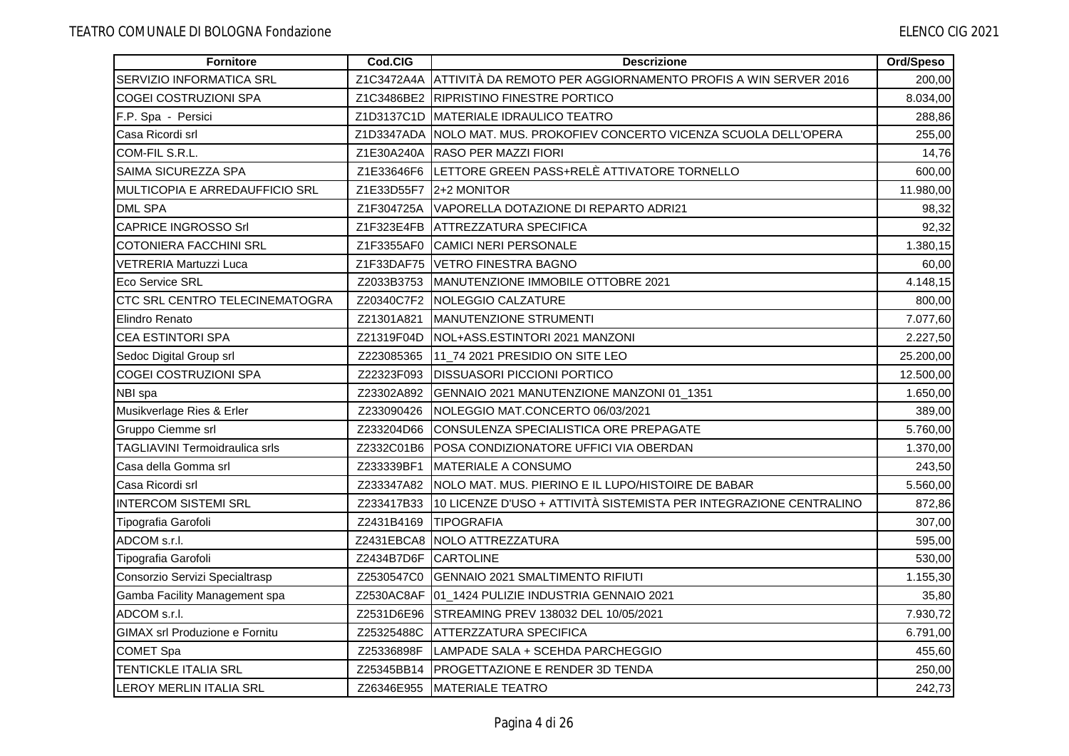| Fornitore | Cod.CIG | Descrizione | Ord/Speso |
|---|---|---|---|
| SERVIZIO INFORMATICA SRL | Z1C3472A4A | ATTIVITÀ DA REMOTO PER AGGIORNAMENTO PROFIS A WIN SERVER 2016 | 200,00 |
| COGEI COSTRUZIONI SPA | Z1C3486BE2 | RIPRISTINO FINESTRE PORTICO | 8.034,00 |
| F.P. Spa - Persici | Z1D3137C1D | MATERIALE IDRAULICO TEATRO | 288,86 |
| Casa Ricordi srl | Z1D3347ADA | NOLO MAT. MUS. PROKOFIEV CONCERTO VICENZA SCUOLA DELL'OPERA | 255,00 |
| COM-FIL S.R.L. | Z1E30A240A | RASO PER MAZZI FIORI | 14,76 |
| SAIMA SICUREZZA SPA | Z1E33646F6 | LETTORE GREEN PASS+RELÈ ATTIVATORE TORNELLO | 600,00 |
| MULTICOPIA E ARREDAUFFICIO SRL | Z1E33D55F7 | 2+2 MONITOR | 11.980,00 |
| DML SPA | Z1F304725A | VAPORELLA DOTAZIONE DI REPARTO ADRI21 | 98,32 |
| CAPRICE INGROSSO Srl | Z1F323E4FB | ATTREZZATURA SPECIFICA | 92,32 |
| COTONIERA FACCHINI SRL | Z1F3355AF0 | CAMICI NERI PERSONALE | 1.380,15 |
| VETRERIA Martuzzi Luca | Z1F33DAF75 | VETRO FINESTRA BAGNO | 60,00 |
| Eco Service SRL | Z2033B3753 | MANUTENZIONE IMMOBILE OTTOBRE 2021 | 4.148,15 |
| CTC SRL CENTRO TELECINEMATOGRA | Z20340C7F2 | NOLEGGIO CALZATURE | 800,00 |
| Elindro Renato | Z21301A821 | MANUTENZIONE STRUMENTI | 7.077,60 |
| CEA ESTINTORI SPA | Z21319F04D | NOL+ASS.ESTINTORI 2021 MANZONI | 2.227,50 |
| Sedoc Digital Group srl | Z223085365 | 11_74 2021 PRESIDIO ON SITE LEO | 25.200,00 |
| COGEI COSTRUZIONI SPA | Z22323F093 | DISSUASORI PICCIONI PORTICO | 12.500,00 |
| NBI spa | Z23302A892 | GENNAIO 2021 MANUTENZIONE MANZONI 01_1351 | 1.650,00 |
| Musikverlage Ries & Erler | Z233090426 | NOLEGGIO MAT.CONCERTO 06/03/2021 | 389,00 |
| Gruppo Ciemme srl | Z233204D66 | CONSULENZA SPECIALISTICA ORE PREPAGATE | 5.760,00 |
| TAGLIAVINI Termoidraulica srls | Z2332C01B6 | POSA CONDIZIONATORE UFFICI VIA OBERDAN | 1.370,00 |
| Casa della Gomma srl | Z233339BF1 | MATERIALE A CONSUMO | 243,50 |
| Casa Ricordi srl | Z233347A82 | NOLO MAT. MUS. PIERINO E IL LUPO/HISTOIRE DE BABAR | 5.560,00 |
| INTERCOM SISTEMI SRL | Z233417B33 | 10 LICENZE D'USO + ATTIVITÀ SISTEMISTA PER INTEGRAZIONE CENTRALINO | 872,86 |
| Tipografia Garofoli | Z2431B4169 | TIPOGRAFIA | 307,00 |
| ADCOM s.r.l. | Z2431EBCA8 | NOLO ATTREZZATURA | 595,00 |
| Tipografia Garofoli | Z2434B7D6F | CARTOLINE | 530,00 |
| Consorzio Servizi Specialtrasp | Z2530547C0 | GENNAIO 2021 SMALTIMENTO RIFIUTI | 1.155,30 |
| Gamba Facility Management spa | Z2530AC8AF | 01_1424 PULIZIE INDUSTRIA GENNAIO 2021 | 35,80 |
| ADCOM s.r.l. | Z2531D6E96 | STREAMING PREV 138032 DEL 10/05/2021 | 7.930,72 |
| GIMAX srl Produzione e Fornitu | Z25325488C | ATTERZZATURA SPECIFICA | 6.791,00 |
| COMET Spa | Z25336898F | LAMPADE SALA + SCEHDA PARCHEGGIO | 455,60 |
| TENTICKLE ITALIA SRL | Z25345BB14 | PROGETTAZIONE E RENDER 3D TENDA | 250,00 |
| LEROY MERLIN ITALIA SRL | Z26346E955 | MATERIALE TEATRO | 242,73 |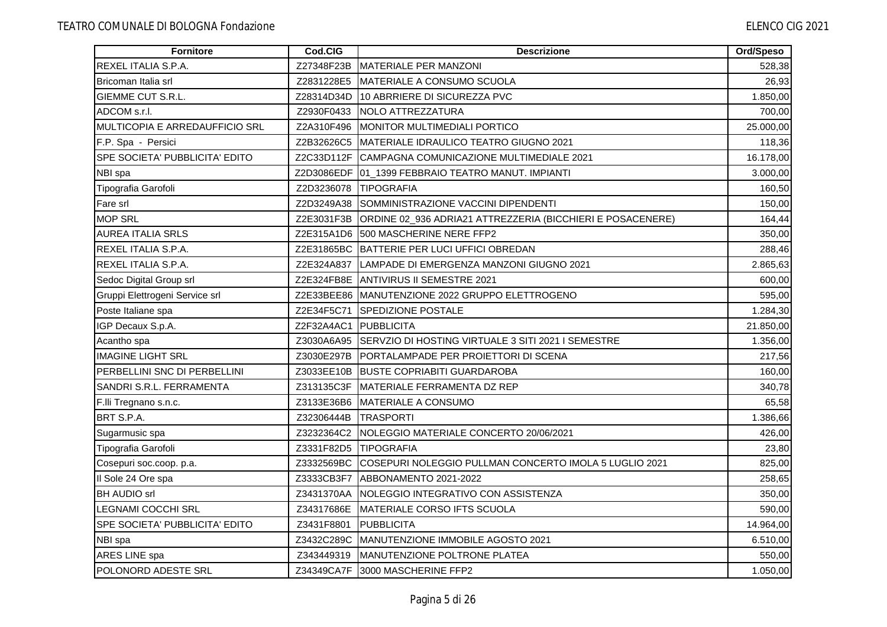| Fornitore | Cod.CIG | Descrizione | Ord/Speso |
|---|---|---|---|
| REXEL ITALIA S.P.A. | Z27348F23B | MATERIALE PER MANZONI | 528,38 |
| Bricoman Italia srl | Z2831228E5 | MATERIALE A CONSUMO SCUOLA | 26,93 |
| GIEMME CUT S.R.L. | Z28314D34D | 10 ABRRIERE DI SICUREZZA PVC | 1.850,00 |
| ADCOM s.r.l. | Z2930F0433 | NOLO ATTREZZATURA | 700,00 |
| MULTICOPIA E ARREDAUFFICIO SRL | Z2A310F496 | MONITOR MULTIMEDIALI PORTICO | 25.000,00 |
| F.P. Spa - Persici | Z2B32626C5 | MATERIALE IDRAULICO TEATRO GIUGNO 2021 | 118,36 |
| SPE SOCIETA' PUBBLICITA' EDITO | Z2C33D112F | CAMPAGNA COMUNICAZIONE MULTIMEDIALE 2021 | 16.178,00 |
| NBI spa | Z2D3086EDF | 01_1399 FEBBRAIO TEATRO MANUT. IMPIANTI | 3.000,00 |
| Tipografia Garofoli | Z2D3236078 | TIPOGRAFIA | 160,50 |
| Fare srl | Z2D3249A38 | SOMMINISTRAZIONE VACCINI DIPENDENTI | 150,00 |
| MOP SRL | Z2E3031F3B | ORDINE 02_936 ADRIA21 ATTREZZERIA (BICCHIERI E POSACENERE) | 164,44 |
| AUREA ITALIA SRLS | Z2E315A1D6 | 500 MASCHERINE NERE FFP2 | 350,00 |
| REXEL ITALIA S.P.A. | Z2E31865BC | BATTERIE PER LUCI UFFICI OBREDAN | 288,46 |
| REXEL ITALIA S.P.A. | Z2E324A837 | LAMPADE DI EMERGENZA MANZONI GIUGNO 2021 | 2.865,63 |
| Sedoc Digital Group srl | Z2E324FB8E | ANTIVIRUS II SEMESTRE 2021 | 600,00 |
| Gruppi Elettrogeni Service srl | Z2E33BEE86 | MANUTENZIONE 2022 GRUPPO ELETTROGENO | 595,00 |
| Poste Italiane spa | Z2E34F5C71 | SPEDIZIONE POSTALE | 1.284,30 |
| IGP Decaux S.p.A. | Z2F32A4AC1 | PUBBLICITA | 21.850,00 |
| Acantho spa | Z3030A6A95 | SERVZIO DI HOSTING VIRTUALE 3 SITI 2021 I SEMESTRE | 1.356,00 |
| IMAGINE LIGHT SRL | Z3030E297B | PORTALAMPADE PER PROIETTORI DI SCENA | 217,56 |
| PERBELLINI SNC DI PERBELLINI | Z3033EE10B | BUSTE COPRIABITI GUARDAROBA | 160,00 |
| SANDRI S.R.L. FERRAMENTA | Z313135C3F | MATERIALE FERRAMENTA DZ REP | 340,78 |
| F.lli Tregnano s.n.c. | Z3133E36B6 | MATERIALE A CONSUMO | 65,58 |
| BRT S.P.A. | Z32306444B | TRASPORTI | 1.386,66 |
| Sugarmusic spa | Z3232364C2 | NOLEGGIO MATERIALE CONCERTO 20/06/2021 | 426,00 |
| Tipografia Garofoli | Z3331F82D5 | TIPOGRAFIA | 23,80 |
| Cosepuri soc.coop. p.a. | Z3332569BC | COSEPURI NOLEGGIO PULLMAN CONCERTO IMOLA 5 LUGLIO 2021 | 825,00 |
| Il Sole 24 Ore spa | Z3333CB3F7 | ABBONAMENTO 2021-2022 | 258,65 |
| BH AUDIO srl | Z3431370AA | NOLEGGIO INTEGRATIVO CON ASSISTENZA | 350,00 |
| LEGNAMI COCCHI SRL | Z34317686E | MATERIALE CORSO IFTS SCUOLA | 590,00 |
| SPE SOCIETA' PUBBLICITA' EDITO | Z3431F8801 | PUBBLICITA | 14.964,00 |
| NBI spa | Z3432C289C | MANUTENZIONE IMMOBILE AGOSTO 2021 | 6.510,00 |
| ARES LINE spa | Z343449319 | MANUTENZIONE POLTRONE PLATEA | 550,00 |
| POLONORD ADESTE SRL | Z34349CA7F | 3000 MASCHERINE FFP2 | 1.050,00 |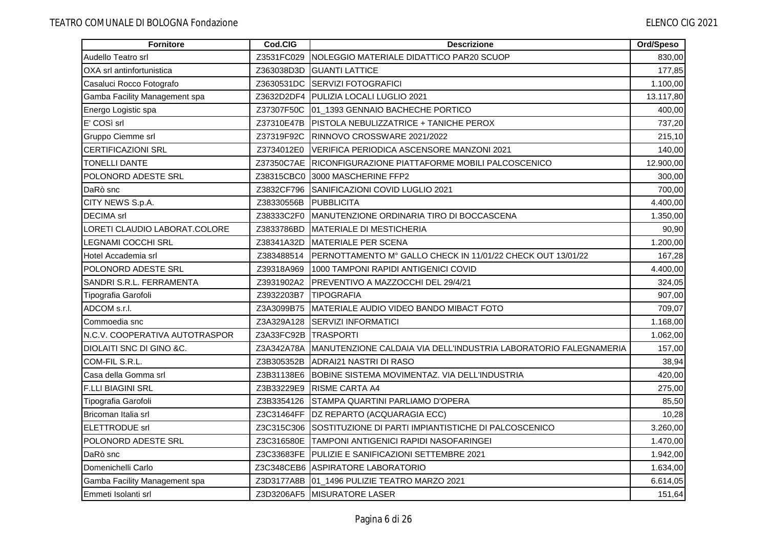| Fornitore | Cod.CIG | Descrizione | Ord/Speso |
|---|---|---|---|
| Audello Teatro srl | Z3531FC029 | NOLEGGIO MATERIALE DIDATTICO PAR20 SCUOP | 830,00 |
| OXA srl antinfortunistica | Z363038D3D | GUANTI LATTICE | 177,85 |
| Casaluci Rocco Fotografo | Z3630531DC | SERVIZI FOTOGRAFICI | 1.100,00 |
| Gamba Facility Management spa | Z3632D2DF4 | PULIZIA LOCALI LUGLIO 2021 | 13.117,80 |
| Energo Logistic spa | Z37307F50C | 01_1393 GENNAIO BACHECHE PORTICO | 400,00 |
| E' COSì srl | Z37310E47B | PISTOLA NEBULIZZATRICE + TANICHE PEROX | 737,20 |
| Gruppo Ciemme srl | Z37319F92C | RINNOVO CROSSWARE 2021/2022 | 215,10 |
| CERTIFICAZIONI SRL | Z3734012E0 | VERIFICA PERIODICA ASCENSORE MANZONI 2021 | 140,00 |
| TONELLI DANTE | Z37350C7AE | RICONFIGURAZIONE PIATTAFORME MOBILI PALCOSCENICO | 12.900,00 |
| POLONORD ADESTE SRL | Z38315CBC0 | 3000 MASCHERINE FFP2 | 300,00 |
| DaRò snc | Z3832CF796 | SANIFICAZIONI COVID LUGLIO 2021 | 700,00 |
| CITY NEWS S.p.A. | Z38330556B | PUBBLICITA | 4.400,00 |
| DECIMA srl | Z38333C2F0 | MANUTENZIONE ORDINARIA TIRO DI BOCCASCENA | 1.350,00 |
| LORETI CLAUDIO LABORAT.COLORE | Z3833786BD | MATERIALE DI MESTICHERIA | 90,90 |
| LEGNAMI COCCHI SRL | Z38341A32D | MATERIALE PER SCENA | 1.200,00 |
| Hotel Accademia srl | Z383488514 | PERNOTTAMENTO M° GALLO CHECK IN 11/01/22 CHECK OUT 13/01/22 | 167,28 |
| POLONORD ADESTE SRL | Z39318A969 | 1000 TAMPONI RAPIDI ANTIGENICI COVID | 4.400,00 |
| SANDRI S.R.L. FERRAMENTA | Z3931902A2 | PREVENTIVO A MAZZOCCHI DEL 29/4/21 | 324,05 |
| Tipografia Garofoli | Z3932203B7 | TIPOGRAFIA | 907,00 |
| ADCOM s.r.l. | Z3A3099B75 | MATERIALE AUDIO VIDEO BANDO MIBACT FOTO | 709,07 |
| Commoedia snc | Z3A329A128 | SERVIZI INFORMATICI | 1.168,00 |
| N.C.V. COOPERATIVA AUTOTRASPOR | Z3A33FC92B | TRASPORTI | 1.062,00 |
| DIOLAITI SNC DI GINO &C. | Z3A342A78A | MANUTENZIONE CALDAIA VIA DELL'INDUSTRIA LABORATORIO FALEGNAMERIA | 157,00 |
| COM-FIL S.R.L. | Z3B305352B | ADRAI21 NASTRI DI RASO | 38,94 |
| Casa della Gomma srl | Z3B31138E6 | BOBINE SISTEMA MOVIMENTAZ. VIA DELL'INDUSTRIA | 420,00 |
| F.LLI BIAGINI SRL | Z3B33229E9 | RISME CARTA A4 | 275,00 |
| Tipografia Garofoli | Z3B3354126 | STAMPA QUARTINI PARLIAMO D'OPERA | 85,50 |
| Bricoman Italia srl | Z3C31464FF | DZ REPARTO (ACQUARAGIA ECC) | 10,28 |
| ELETTRODUE srl | Z3C315C306 | SOSTITUZIONE DI PARTI IMPIANTISTICHE DI PALCOSCENICO | 3.260,00 |
| POLONORD ADESTE SRL | Z3C316580E | TAMPONI ANTIGENICI RAPIDI NASOFARINGEI | 1.470,00 |
| DaRò snc | Z3C33683FE | PULIZIE E SANIFICAZIONI SETTEMBRE 2021 | 1.942,00 |
| Domenichelli Carlo | Z3C348CEB6 | ASPIRATORE LABORATORIO | 1.634,00 |
| Gamba Facility Management spa | Z3D3177A8B | 01_1496 PULIZIE TEATRO MARZO 2021 | 6.614,05 |
| Emmeti Isolanti srl | Z3D3206AF5 | MISURATORE LASER | 151,64 |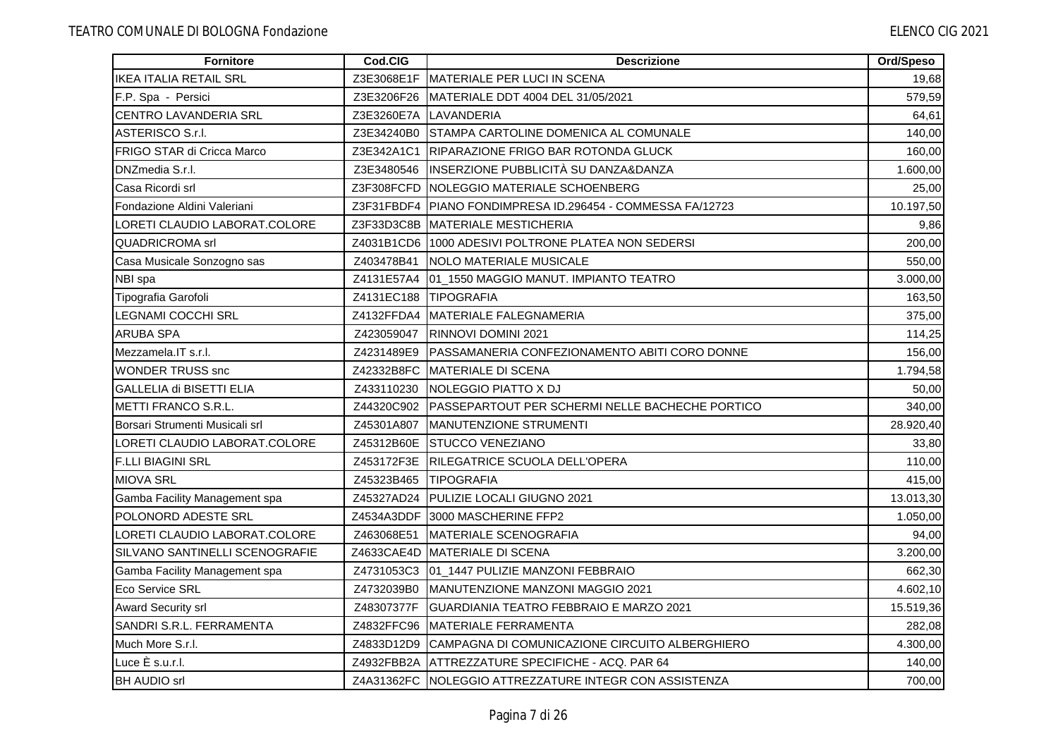| Fornitore | Cod.CIG | Descrizione | Ord/Speso |
|---|---|---|---|
| IKEA ITALIA RETAIL SRL | Z3E3068E1F | MATERIALE PER LUCI IN SCENA | 19,68 |
| F.P. Spa - Persici | Z3E3206F26 | MATERIALE DDT 4004 DEL 31/05/2021 | 579,59 |
| CENTRO LAVANDERIA SRL | Z3E3260E7A | LAVANDERIA | 64,61 |
| ASTERISCO S.r.l. | Z3E34240B0 | STAMPA CARTOLINE DOMENICA AL COMUNALE | 140,00 |
| FRIGO STAR di Cricca Marco | Z3E342A1C1 | RIPARAZIONE FRIGO BAR ROTONDA GLUCK | 160,00 |
| DNZmedia S.r.l. | Z3E3480546 | INSERZIONE PUBBLICITÀ SU DANZA&DANZA | 1.600,00 |
| Casa Ricordi srl | Z3F308FCFD | NOLEGGIO MATERIALE SCHOENBERG | 25,00 |
| Fondazione Aldini Valeriani | Z3F31FBDF4 | PIANO FONDIMPRESA ID.296454 - COMMESSA FA/12723 | 10.197,50 |
| LORETI CLAUDIO LABORAT.COLORE | Z3F33D3C8B | MATERIALE MESTICHERIA | 9,86 |
| QUADRICROMA srl | Z4031B1CD6 | 1000 ADESIVI POLTRONE PLATEA NON SEDERSI | 200,00 |
| Casa Musicale Sonzogno sas | Z403478B41 | NOLO MATERIALE MUSICALE | 550,00 |
| NBI spa | Z4131E57A4 | 01_1550 MAGGIO MANUT. IMPIANTO TEATRO | 3.000,00 |
| Tipografia Garofoli | Z4131EC188 | TIPOGRAFIA | 163,50 |
| LEGNAMI COCCHI SRL | Z4132FFDA4 | MATERIALE FALEGNAMERIA | 375,00 |
| ARUBA SPA | Z423059047 | RINNOVI DOMINI 2021 | 114,25 |
| Mezzamela.IT s.r.l. | Z4231489E9 | PASSAMANERIA CONFEZIONAMENTO ABITI CORO DONNE | 156,00 |
| WONDER TRUSS snc | Z42332B8FC | MATERIALE DI SCENA | 1.794,58 |
| GALLELIA di BISETTI ELIA | Z433110230 | NOLEGGIO PIATTO X DJ | 50,00 |
| METTI FRANCO S.R.L. | Z44320C902 | PASSEPARTOUT PER SCHERMI NELLE BACHECHE PORTICO | 340,00 |
| Borsari Strumenti Musicali srl | Z45301A807 | MANUTENZIONE STRUMENTI | 28.920,40 |
| LORETI CLAUDIO LABORAT.COLORE | Z45312B60E | STUCCO VENEZIANO | 33,80 |
| F.LLI BIAGINI SRL | Z453172F3E | RILEGATRICE SCUOLA DELL'OPERA | 110,00 |
| MIOVA SRL | Z45323B465 | TIPOGRAFIA | 415,00 |
| Gamba Facility Management spa | Z45327AD24 | PULIZIE LOCALI GIUGNO 2021 | 13.013,30 |
| POLONORD ADESTE SRL | Z4534A3DDF | 3000 MASCHERINE FFP2 | 1.050,00 |
| LORETI CLAUDIO LABORAT.COLORE | Z463068E51 | MATERIALE SCENOGRAFIA | 94,00 |
| SILVANO SANTINELLI SCENOGRAFIE | Z4633CAE4D | MATERIALE DI SCENA | 3.200,00 |
| Gamba Facility Management spa | Z4731053C3 | 01_1447 PULIZIE MANZONI FEBBRAIO | 662,30 |
| Eco Service SRL | Z4732039B0 | MANUTENZIONE MANZONI MAGGIO 2021 | 4.602,10 |
| Award Security srl | Z48307377F | GUARDIANIA TEATRO FEBBRAIO E MARZO 2021 | 15.519,36 |
| SANDRI S.R.L. FERRAMENTA | Z4832FFC96 | MATERIALE FERRAMENTA | 282,08 |
| Much More S.r.l. | Z4833D12D9 | CAMPAGNA DI COMUNICAZIONE CIRCUITO ALBERGHIERO | 4.300,00 |
| Luce È s.u.r.l. | Z4932FBB2A | ATTREZZATURE SPECIFICHE - ACQ. PAR 64 | 140,00 |
| BH AUDIO srl | Z4A31362FC | NOLEGGIO ATTREZZATURE INTEGR CON ASSISTENZA | 700,00 |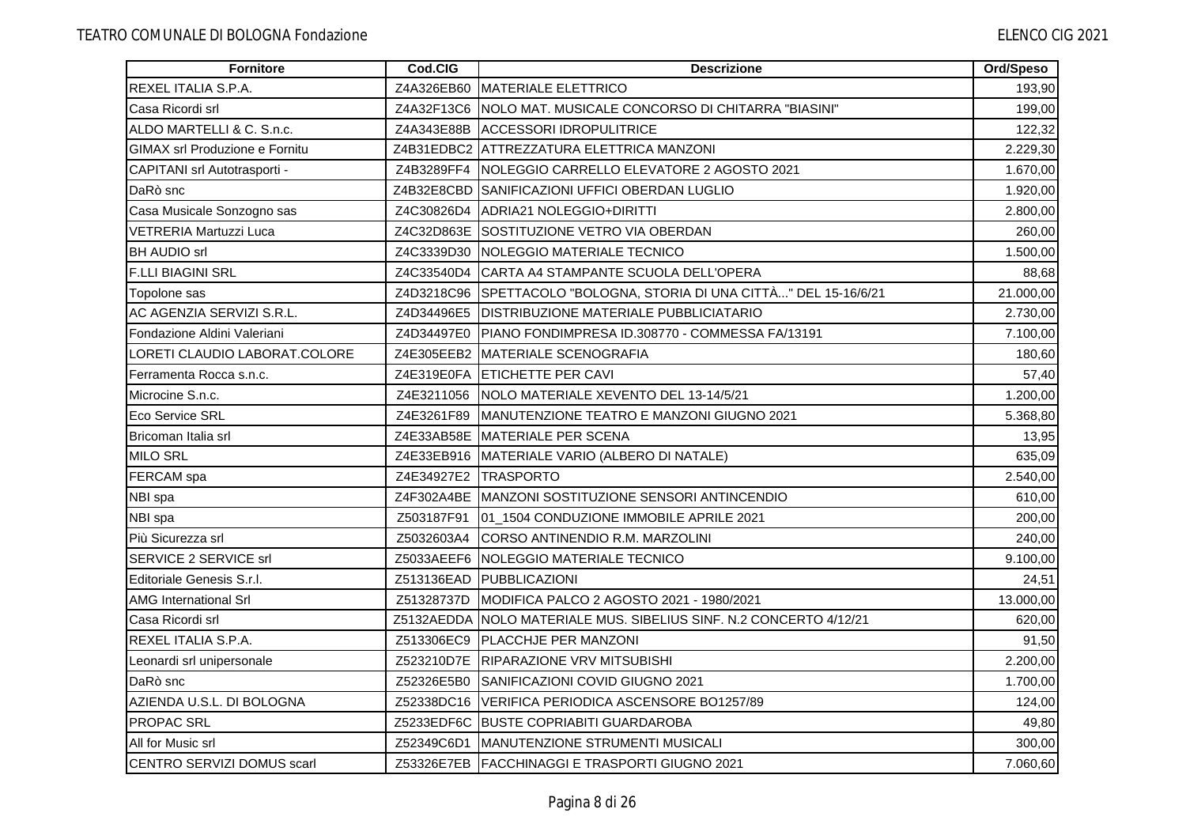| Fornitore | Cod.CIG | Descrizione | Ord/Speso |
|---|---|---|---|
| REXEL ITALIA S.P.A. | Z4A326EB60 | MATERIALE ELETTRICO | 193,90 |
| Casa Ricordi srl | Z4A32F13C6 | NOLO MAT. MUSICALE CONCORSO DI CHITARRA "BIASINI" | 199,00 |
| ALDO MARTELLI & C. S.n.c. | Z4A343E88B | ACCESSORI IDROPULITRICE | 122,32 |
| GIMAX srl Produzione e Fornitu | Z4B31EDBC2 | ATTREZZATURA ELETTRICA MANZONI | 2.229,30 |
| CAPITANI srl Autotrasporti - | Z4B3289FF4 | NOLEGGIO CARRELLO ELEVATORE 2 AGOSTO 2021 | 1.670,00 |
| DaRò snc | Z4B32E8CBD | SANIFICAZIONI UFFICI OBERDAN LUGLIO | 1.920,00 |
| Casa Musicale Sonzogno sas | Z4C30826D4 | ADRIA21 NOLEGGIO+DIRITTI | 2.800,00 |
| VETRERIA Martuzzi Luca | Z4C32D863E | SOSTITUZIONE VETRO VIA OBERDAN | 260,00 |
| BH AUDIO srl | Z4C3339D30 | NOLEGGIO MATERIALE TECNICO | 1.500,00 |
| F.LLI BIAGINI SRL | Z4C33540D4 | CARTA A4 STAMPANTE SCUOLA DELL'OPERA | 88,68 |
| Topolone sas | Z4D3218C96 | SPETTACOLO "BOLOGNA, STORIA DI UNA CITTÀ..." DEL 15-16/6/21 | 21.000,00 |
| AC AGENZIA SERVIZI S.R.L. | Z4D34496E5 | DISTRIBUZIONE MATERIALE PUBBLICIATARIO | 2.730,00 |
| Fondazione Aldini Valeriani | Z4D34497E0 | PIANO FONDIMPRESA ID.308770 - COMMESSA FA/13191 | 7.100,00 |
| LORETI CLAUDIO LABORAT.COLORE | Z4E305EEB2 | MATERIALE SCENOGRAFIA | 180,60 |
| Ferramenta Rocca s.n.c. | Z4E319E0FA | ETICHETTE PER CAVI | 57,40 |
| Microcine S.n.c. | Z4E3211056 | NOLO MATERIALE XEVENTO DEL 13-14/5/21 | 1.200,00 |
| Eco Service SRL | Z4E3261F89 | MANUTENZIONE TEATRO E MANZONI GIUGNO 2021 | 5.368,80 |
| Bricoman Italia srl | Z4E33AB58E | MATERIALE PER SCENA | 13,95 |
| MILO SRL | Z4E33EB916 | MATERIALE VARIO (ALBERO DI NATALE) | 635,09 |
| FERCAM spa | Z4E34927E2 | TRASPORTO | 2.540,00 |
| NBI spa | Z4F302A4BE | MANZONI SOSTITUZIONE SENSORI ANTINCENDIO | 610,00 |
| NBI spa | Z503187F91 | 01_1504 CONDUZIONE IMMOBILE APRILE 2021 | 200,00 |
| Più Sicurezza srl | Z5032603A4 | CORSO ANTINENDIO R.M. MARZOLINI | 240,00 |
| SERVICE 2 SERVICE srl | Z5033AEEF6 | NOLEGGIO MATERIALE TECNICO | 9.100,00 |
| Editoriale Genesis S.r.l. | Z513136EAD | PUBBLICAZIONI | 24,51 |
| AMG International Srl | Z51328737D | MODIFICA PALCO 2 AGOSTO 2021 - 1980/2021 | 13.000,00 |
| Casa Ricordi srl | Z5132AEDDA | NOLO MATERIALE MUS. SIBELIUS SINF. N.2 CONCERTO 4/12/21 | 620,00 |
| REXEL ITALIA S.P.A. | Z513306EC9 | PLACCHJE PER MANZONI | 91,50 |
| Leonardi srl unipersonale | Z523210D7E | RIPARAZIONE VRV MITSUBISHI | 2.200,00 |
| DaRò snc | Z52326E5B0 | SANIFICAZIONI COVID GIUGNO 2021 | 1.700,00 |
| AZIENDA U.S.L. DI BOLOGNA | Z52338DC16 | VERIFICA PERIODICA ASCENSORE BO1257/89 | 124,00 |
| PROPAC SRL | Z5233EDF6C | BUSTE COPRIABITI GUARDAROBA | 49,80 |
| All for Music srl | Z52349C6D1 | MANUTENZIONE STRUMENTI MUSICALI | 300,00 |
| CENTRO SERVIZI DOMUS scarl | Z53326E7EB | FACCHINAGGI E TRASPORTI GIUGNO 2021 | 7.060,60 |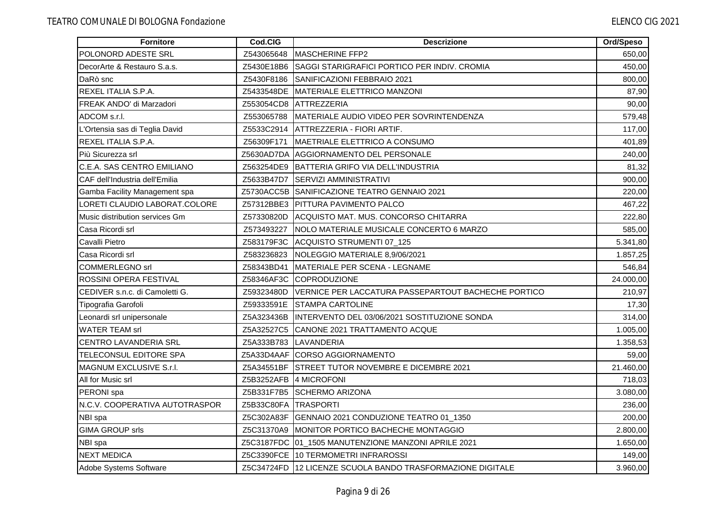| Fornitore | Cod.CIG | Descrizione | Ord/Speso |
|---|---|---|---|
| POLONORD ADESTE SRL | Z543065648 | MASCHERINE FFP2 | 650,00 |
| DecorArte & Restauro S.a.s. | Z5430E18B6 | SAGGI STARIGRAFICI PORTICO PER INDIV. CROMIA | 450,00 |
| DaRò snc | Z5430F8186 | SANIFICAZIONI FEBBRAIO 2021 | 800,00 |
| REXEL ITALIA S.P.A. | Z5433548DE | MATERIALE ELETTRICO MANZONI | 87,90 |
| FREAK ANDO' di Marzadori | Z553054CD8 | ATTREZZERIA | 90,00 |
| ADCOM s.r.l. | Z553065788 | MATERIALE AUDIO VIDEO PER SOVRINTENDENZA | 579,48 |
| L'Ortensia sas di Teglia David | Z5533C2914 | ATTREZZERIA - FIORI ARTIF. | 117,00 |
| REXEL ITALIA S.P.A. | Z56309F171 | MAETRIALE ELETTRICO A CONSUMO | 401,89 |
| Più Sicurezza srl | Z5630AD7DA | AGGIORNAMENTO DEL PERSONALE | 240,00 |
| C.E.A. SAS CENTRO EMILIANO | Z563254DE9 | BATTERIA GRIFO VIA DELL'INDUSTRIA | 81,32 |
| CAF dell'Industria dell'Emilia | Z5633B47D7 | SERVIZI AMMINISTRATIVI | 900,00 |
| Gamba Facility Management spa | Z5730ACC5B | SANIFICAZIONE TEATRO GENNAIO 2021 | 220,00 |
| LORETI CLAUDIO LABORAT.COLORE | Z57312BBE3 | PITTURA PAVIMENTO PALCO | 467,22 |
| Music distribution services Gm | Z57330820D | ACQUISTO MAT. MUS. CONCORSO CHITARRA | 222,80 |
| Casa Ricordi srl | Z573493227 | NOLO MATERIALE MUSICALE CONCERTO 6 MARZO | 585,00 |
| Cavalli Pietro | Z583179F3C | ACQUISTO STRUMENTI 07_125 | 5.341,80 |
| Casa Ricordi srl | Z583236823 | NOLEGGIO MATERIALE 8,9/06/2021 | 1.857,25 |
| COMMERLEGNO srl | Z58343BD41 | MATERIALE PER SCENA - LEGNAME | 546,84 |
| ROSSINI OPERA FESTIVAL | Z58346AF3C | COPRODUZIONE | 24.000,00 |
| CEDIVER s.n.c. di Camoletti G. | Z59323480D | VERNICE PER LACCATURA PASSEPARTOUT BACHECHE PORTICO | 210,97 |
| Tipografia Garofoli | Z59333591E | STAMPA CARTOLINE | 17,30 |
| Leonardi srl unipersonale | Z5A323436B | INTERVENTO DEL 03/06/2021 SOSTITUZIONE SONDA | 314,00 |
| WATER TEAM srl | Z5A32527C5 | CANONE 2021 TRATTAMENTO ACQUE | 1.005,00 |
| CENTRO LAVANDERIA SRL | Z5A333B783 | LAVANDERIA | 1.358,53 |
| TELECONSUL EDITORE SPA | Z5A33D4AAF | CORSO AGGIORNAMENTO | 59,00 |
| MAGNUM EXCLUSIVE S.r.l. | Z5A34551BF | STREET TUTOR NOVEMBRE E DICEMBRE 2021 | 21.460,00 |
| All for Music srl | Z5B3252AFB | 4 MICROFONI | 718,03 |
| PERONI spa | Z5B331F7B5 | SCHERMO ARIZONA | 3.080,00 |
| N.C.V. COOPERATIVA AUTOTRASPOR | Z5B33C80FA | TRASPORTI | 236,00 |
| NBI spa | Z5C302A83F | GENNAIO 2021 CONDUZIONE TEATRO 01_1350 | 200,00 |
| GIMA GROUP srls | Z5C31370A9 | MONITOR PORTICO BACHECHE MONTAGGIO | 2.800,00 |
| NBI spa | Z5C3187FDC | 01_1505 MANUTENZIONE MANZONI APRILE 2021 | 1.650,00 |
| NEXT MEDICA | Z5C3390FCE | 10 TERMOMETRI INFRAROSSI | 149,00 |
| Adobe Systems Software | Z5C34724FD | 12 LICENZE SCUOLA BANDO TRASFORMAZIONE DIGITALE | 3.960,00 |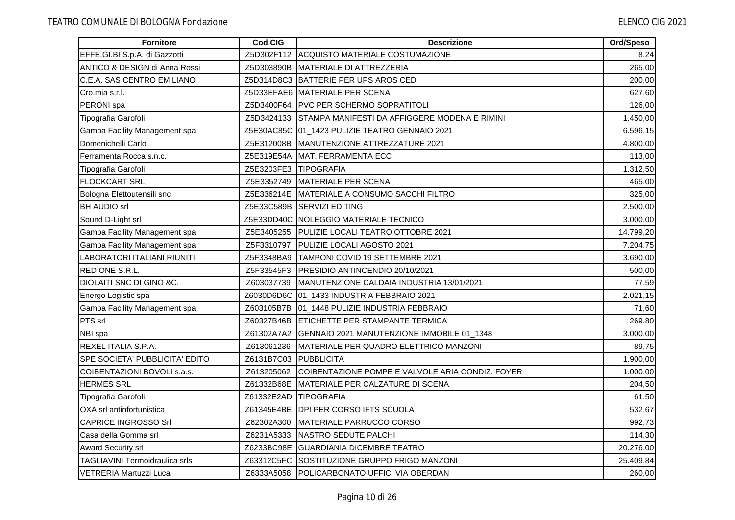| Fornitore | Cod.CIG | Descrizione | Ord/Speso |
|---|---|---|---|
| EFFE.GI.BI S.p.A. di Gazzotti | Z5D302F112 | ACQUISTO MATERIALE COSTUMAZIONE | 8,24 |
| ANTICO & DESIGN di Anna Rossi | Z5D303890B | MATERIALE DI ATTREZZERIA | 265,00 |
| C.E.A. SAS CENTRO EMILIANO | Z5D314D8C3 | BATTERIE PER UPS AROS CED | 200,00 |
| Cro.mia s.r.l. | Z5D33EFAE6 | MATERIALE PER SCENA | 627,60 |
| PERONI spa | Z5D3400F64 | PVC PER SCHERMO SOPRATITOLI | 126,00 |
| Tipografia Garofoli | Z5D3424133 | STAMPA MANIFESTI DA AFFIGGERE MODENA E RIMINI | 1.450,00 |
| Gamba Facility Management spa | Z5E30AC85C | 01_1423 PULIZIE TEATRO GENNAIO 2021 | 6.596,15 |
| Domenichelli Carlo | Z5E312008B | MANUTENZIONE ATTREZZATURE 2021 | 4.800,00 |
| Ferramenta Rocca s.n.c. | Z5E319E54A | MAT. FERRAMENTA ECC | 113,00 |
| Tipografia Garofoli | Z5E3203FE3 | TIPOGRAFIA | 1.312,50 |
| FLOCKCART SRL | Z5E3352749 | MATERIALE PER SCENA | 465,00 |
| Bologna Elettoutensili snc | Z5E336214E | MATERIALE A CONSUMO SACCHI FILTRO | 325,00 |
| BH AUDIO srl | Z5E33C589B | SERVIZI EDITING | 2.500,00 |
| Sound D-Light srl | Z5E33DD40C | NOLEGGIO MATERIALE TECNICO | 3.000,00 |
| Gamba Facility Management spa | Z5E3405255 | PULIZIE LOCALI TEATRO OTTOBRE 2021 | 14.799,20 |
| Gamba Facility Management spa | Z5F3310797 | PULIZIE LOCALI AGOSTO 2021 | 7.204,75 |
| LABORATORI ITALIANI RIUNITI | Z5F3348BA9 | TAMPONI COVID 19 SETTEMBRE 2021 | 3.690,00 |
| RED ONE S.R.L. | Z5F33545F3 | PRESIDIO ANTINCENDIO 20/10/2021 | 500,00 |
| DIOLAITI SNC DI GINO &C. | Z603037739 | MANUTENZIONE CALDAIA INDUSTRIA 13/01/2021 | 77,59 |
| Energo Logistic spa | Z6030D6D6C | 01_1433 INDUSTRIA FEBBRAIO 2021 | 2.021,15 |
| Gamba Facility Management spa | Z603105B7B | 01_1448 PULIZIE INDUSTRIA FEBBRAIO | 71,60 |
| PTS srl | Z60327B46B | ETICHETTE PER STAMPANTE TERMICA | 269,80 |
| NBI spa | Z61302A7A2 | GENNAIO 2021 MANUTENZIONE IMMOBILE 01_1348 | 3.000,00 |
| REXEL ITALIA S.P.A. | Z613061236 | MATERIALE PER QUADRO ELETTRICO MANZONI | 89,75 |
| SPE SOCIETA' PUBBLICITA' EDITO | Z6131B7C03 | PUBBLICITA | 1.900,00 |
| COIBENTAZIONI BOVOLI s.a.s. | Z613205062 | COIBENTAZIONE POMPE E VALVOLE ARIA CONDIZ. FOYER | 1.000,00 |
| HERMES SRL | Z61332B68E | MATERIALE PER CALZATURE DI SCENA | 204,50 |
| Tipografia Garofoli | Z61332E2AD | TIPOGRAFIA | 61,50 |
| OXA srl antinfortunistica | Z61345E4BE | DPI PER CORSO IFTS SCUOLA | 532,67 |
| CAPRICE INGROSSO Srl | Z62302A300 | MATERIALE PARRUCCO CORSO | 992,73 |
| Casa della Gomma srl | Z6231A5333 | NASTRO SEDUTE PALCHI | 114,30 |
| Award Security srl | Z6233BC98E | GUARDIANIA DICEMBRE TEATRO | 20.276,00 |
| TAGLIAVINI Termoidraulica srls | Z63312C5FC | SOSTITUZIONE GRUPPO FRIGO MANZONI | 25.409,84 |
| VETRERIA Martuzzi Luca | Z6333A5058 | POLICARBONATO UFFICI VIA OBERDAN | 260,00 |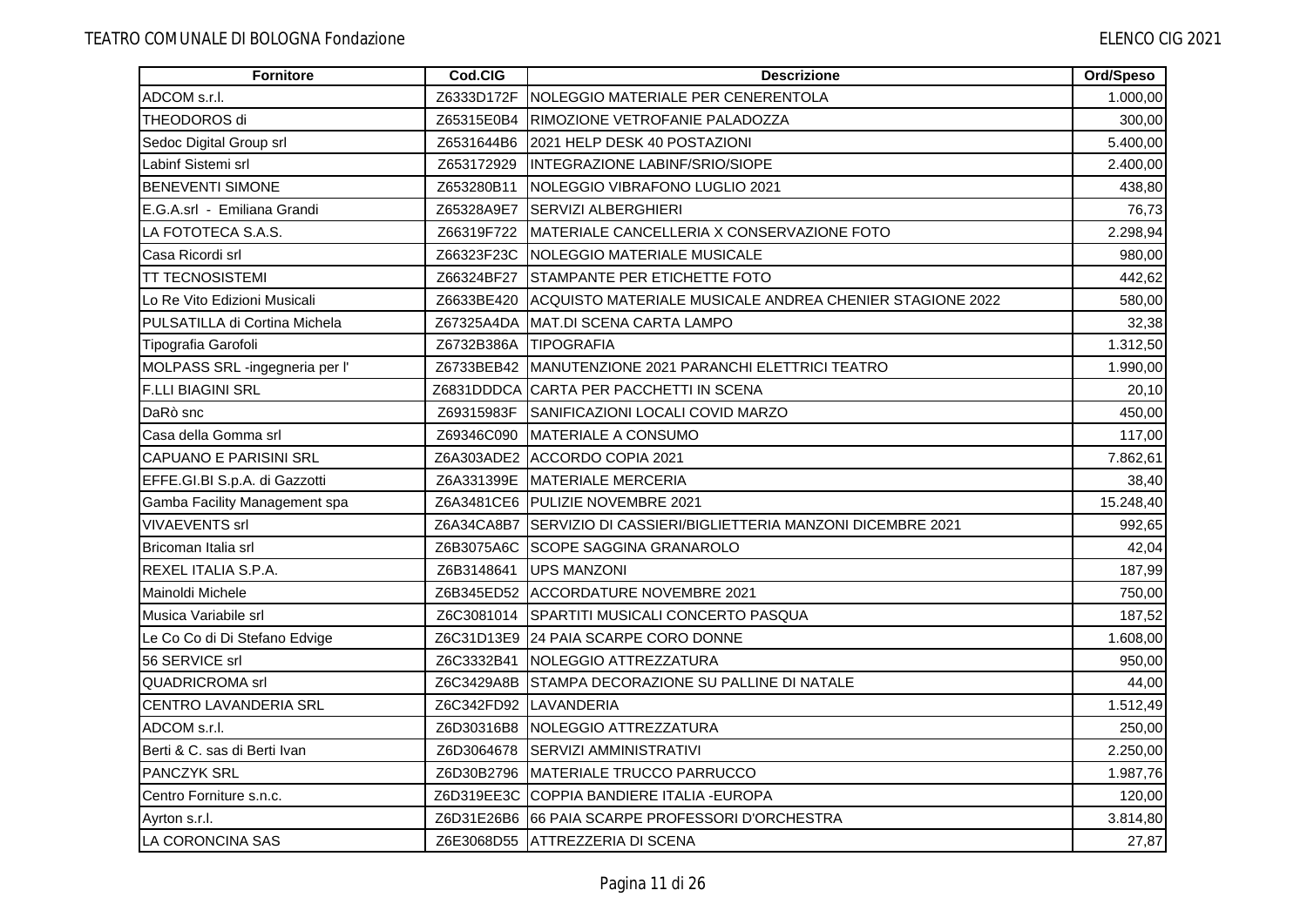| Fornitore | Cod.CIG | Descrizione | Ord/Speso |
|---|---|---|---|
| ADCOM s.r.l. | Z6333D172F | NOLEGGIO MATERIALE PER CENERENTOLA | 1.000,00 |
| THEODOROS di | Z65315E0B4 | RIMOZIONE VETROFANIE PALADOZZA | 300,00 |
| Sedoc Digital Group srl | Z6531644B6 | 2021 HELP DESK 40 POSTAZIONI | 5.400,00 |
| Labinf Sistemi srl | Z653172929 | INTEGRAZIONE LABINF/SRIO/SIOPE | 2.400,00 |
| BENEVENTI SIMONE | Z653280B11 | NOLEGGIO VIBRAFONO LUGLIO 2021 | 438,80 |
| E.G.A.srl - Emiliana Grandi | Z65328A9E7 | SERVIZI ALBERGHIERI | 76,73 |
| LA FOTOTECA S.A.S. | Z66319F722 | MATERIALE CANCELLERIA X CONSERVAZIONE FOTO | 2.298,94 |
| Casa Ricordi srl | Z66323F23C | NOLEGGIO MATERIALE MUSICALE | 980,00 |
| TT TECNOSISTEMI | Z66324BF27 | STAMPANTE PER ETICHETTE FOTO | 442,62 |
| Lo Re Vito Edizioni Musicali | Z6633BE420 | ACQUISTO MATERIALE MUSICALE ANDREA CHENIER STAGIONE 2022 | 580,00 |
| PULSATILLA di Cortina Michela | Z67325A4DA | MAT.DI SCENA CARTA LAMPO | 32,38 |
| Tipografia Garofoli | Z6732B386A | TIPOGRAFIA | 1.312,50 |
| MOLPASS SRL -ingegneria per l' | Z6733BEB42 | MANUTENZIONE 2021 PARANCHI ELETTRICI TEATRO | 1.990,00 |
| F.LLI BIAGINI SRL | Z6831DDDCA | CARTA PER PACCHETTI IN SCENA | 20,10 |
| DaRò snc | Z69315983F | SANIFICAZIONI LOCALI COVID MARZO | 450,00 |
| Casa della Gomma srl | Z69346C090 | MATERIALE A CONSUMO | 117,00 |
| CAPUANO E PARISINI SRL | Z6A303ADE2 | ACCORDO COPIA 2021 | 7.862,61 |
| EFFE.GI.BI S.p.A. di Gazzotti | Z6A331399E | MATERIALE MERCERIA | 38,40 |
| Gamba Facility Management spa | Z6A3481CE6 | PULIZIE NOVEMBRE 2021 | 15.248,40 |
| VIVAEVENTS srl | Z6A34CA8B7 | SERVIZIO DI CASSIERI/BIGLIETTERIA MANZONI DICEMBRE 2021 | 992,65 |
| Bricoman Italia srl | Z6B3075A6C | SCOPE SAGGINA GRANAROLO | 42,04 |
| REXEL ITALIA S.P.A. | Z6B3148641 | UPS MANZONI | 187,99 |
| Mainoldi Michele | Z6B345ED52 | ACCORDATURE NOVEMBRE 2021 | 750,00 |
| Musica Variabile srl | Z6C3081014 | SPARTITI MUSICALI CONCERTO PASQUA | 187,52 |
| Le Co Co di Di Stefano Edvige | Z6C31D13E9 | 24 PAIA SCARPE CORO DONNE | 1.608,00 |
| 56 SERVICE srl | Z6C3332B41 | NOLEGGIO ATTREZZATURA | 950,00 |
| QUADRICROMA srl | Z6C3429A8B | STAMPA DECORAZIONE SU PALLINE DI NATALE | 44,00 |
| CENTRO LAVANDERIA SRL | Z6C342FD92 | LAVANDERIA | 1.512,49 |
| ADCOM s.r.l. | Z6D30316B8 | NOLEGGIO ATTREZZATURA | 250,00 |
| Berti & C. sas di Berti Ivan | Z6D3064678 | SERVIZI AMMINISTRATIVI | 2.250,00 |
| PANCZYK SRL | Z6D30B2796 | MATERIALE TRUCCO PARRUCCO | 1.987,76 |
| Centro Forniture s.n.c. | Z6D319EE3C | COPPIA BANDIERE ITALIA -EUROPA | 120,00 |
| Ayrton s.r.l. | Z6D31E26B6 | 66 PAIA SCARPE PROFESSORI D'ORCHESTRA | 3.814,80 |
| LA CORONCINA SAS | Z6E3068D55 | ATTREZZERIA DI SCENA | 27,87 |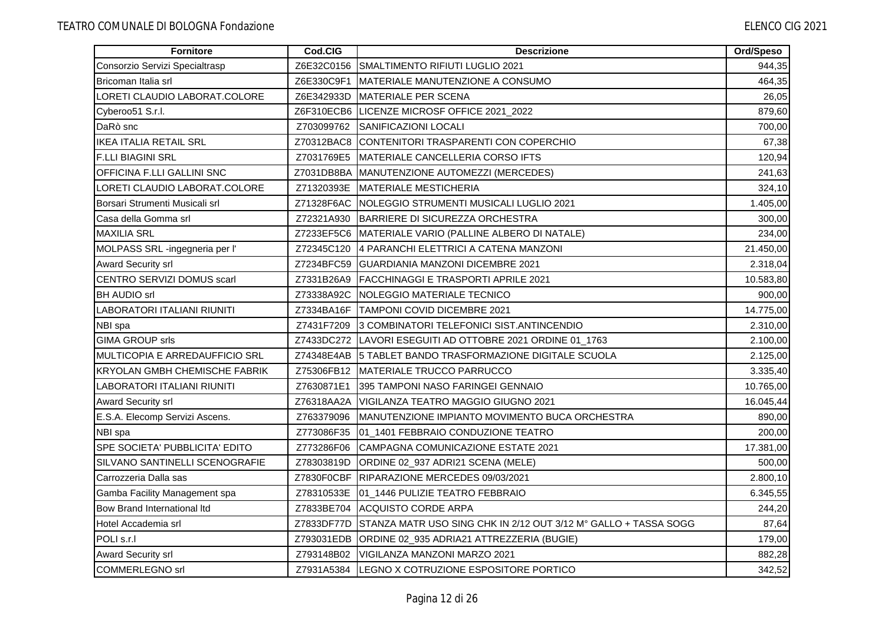| Fornitore | Cod.CIG | Descrizione | Ord/Speso |
|---|---|---|---|
| Consorzio Servizi Specialtrasp | Z6E32C0156 | SMALTIMENTO RIFIUTI LUGLIO 2021 | 944,35 |
| Bricoman Italia srl | Z6E330C9F1 | MATERIALE MANUTENZIONE A CONSUMO | 464,35 |
| LORETI CLAUDIO LABORAT.COLORE | Z6E342933D | MATERIALE PER SCENA | 26,05 |
| Cyberoo51 S.r.l. | Z6F310ECB6 | LICENZE MICROSF OFFICE 2021_2022 | 879,60 |
| DaRò snc | Z703099762 | SANIFICAZIONI LOCALI | 700,00 |
| IKEA ITALIA RETAIL SRL | Z70312BAC8 | CONTENITORI TRASPARENTI CON COPERCHIO | 67,38 |
| F.LLI BIAGINI SRL | Z7031769E5 | MATERIALE CANCELLERIA CORSO IFTS | 120,94 |
| OFFICINA F.LLI GALLINI SNC | Z7031DB8BA | MANUTENZIONE AUTOMEZZI (MERCEDES) | 241,63 |
| LORETI CLAUDIO LABORAT.COLORE | Z71320393E | MATERIALE MESTICHERIA | 324,10 |
| Borsari Strumenti Musicali srl | Z71328F6AC | NOLEGGIO STRUMENTI MUSICALI LUGLIO 2021 | 1.405,00 |
| Casa della Gomma srl | Z72321A930 | BARRIERE DI SICUREZZA ORCHESTRA | 300,00 |
| MAXILIA SRL | Z7233EF5C6 | MATERIALE VARIO (PALLINE ALBERO DI NATALE) | 234,00 |
| MOLPASS SRL -ingegneria per l' | Z72345C120 | 4 PARANCHI ELETTRICI A CATENA MANZONI | 21.450,00 |
| Award Security srl | Z7234BFC59 | GUARDIANIA MANZONI DICEMBRE 2021 | 2.318,04 |
| CENTRO SERVIZI DOMUS scarl | Z7331B26A9 | FACCHINAGGI E TRASPORTI APRILE 2021 | 10.583,80 |
| BH AUDIO srl | Z73338A92C | NOLEGGIO MATERIALE TECNICO | 900,00 |
| LABORATORI ITALIANI RIUNITI | Z7334BA16F | TAMPONI COVID DICEMBRE 2021 | 14.775,00 |
| NBI spa | Z7431F7209 | 3 COMBINATORI TELEFONICI SIST.ANTINCENDIO | 2.310,00 |
| GIMA GROUP srls | Z7433DC272 | LAVORI ESEGUITI AD OTTOBRE 2021 ORDINE 01_1763 | 2.100,00 |
| MULTICOPIA E ARREDAUFFICIO SRL | Z74348E4AB | 5 TABLET BANDO TRASFORMAZIONE DIGITALE SCUOLA | 2.125,00 |
| KRYOLAN GMBH CHEMISCHE FABRIK | Z75306FB12 | MATERIALE TRUCCO PARRUCCO | 3.335,40 |
| LABORATORI ITALIANI RIUNITI | Z7630871E1 | 395 TAMPONI NASO FARINGEI GENNAIO | 10.765,00 |
| Award Security srl | Z76318AA2A | VIGILANZA TEATRO MAGGIO GIUGNO 2021 | 16.045,44 |
| E.S.A. Elecomp Servizi Ascens. | Z763379096 | MANUTENZIONE IMPIANTO MOVIMENTO BUCA ORCHESTRA | 890,00 |
| NBI spa | Z773086F35 | 01_1401 FEBBRAIO CONDUZIONE TEATRO | 200,00 |
| SPE SOCIETA' PUBBLICITA' EDITO | Z773286F06 | CAMPAGNA COMUNICAZIONE ESTATE 2021 | 17.381,00 |
| SILVANO SANTINELLI SCENOGRAFIE | Z78303819D | ORDINE 02_937 ADRI21 SCENA (MELE) | 500,00 |
| Carrozzeria Dalla sas | Z7830F0CBF | RIPARAZIONE MERCEDES 09/03/2021 | 2.800,10 |
| Gamba Facility Management spa | Z78310533E | 01_1446 PULIZIE TEATRO FEBBRAIO | 6.345,55 |
| Bow Brand International ltd | Z7833BE704 | ACQUISTO CORDE ARPA | 244,20 |
| Hotel Accademia srl | Z7833DF77D | STANZA MATR USO SING CHK IN 2/12 OUT 3/12 M° GALLO + TASSA SOGG | 87,64 |
| POLI s.r.l | Z793031EDB | ORDINE 02_935 ADRIA21 ATTREZZERIA (BUGIE) | 179,00 |
| Award Security srl | Z793148B02 | VIGILANZA MANZONI MARZO 2021 | 882,28 |
| COMMERLEGNO srl | Z7931A5384 | LEGNO X COTRUZIONE ESPOSITORE PORTICO | 342,52 |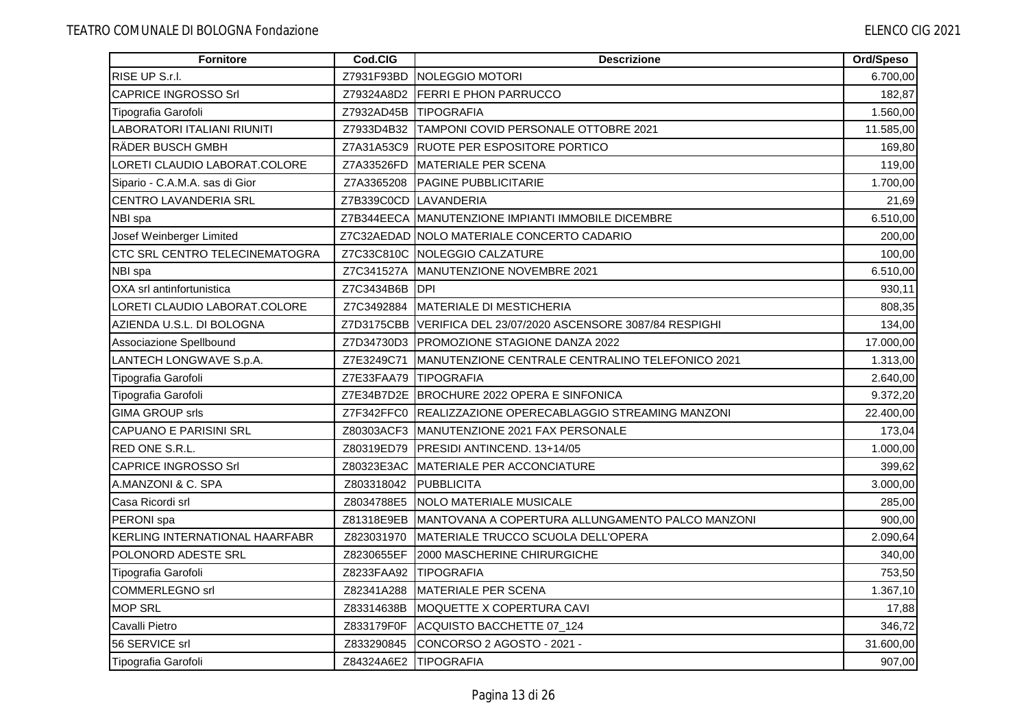| Fornitore | Cod.CIG | Descrizione | Ord/Speso |
|---|---|---|---|
| RISE UP S.r.l. | Z7931F93BD | NOLEGGIO MOTORI | 6.700,00 |
| CAPRICE INGROSSO Srl | Z79324A8D2 | FERRI E PHON PARRUCCO | 182,87 |
| Tipografia Garofoli | Z7932AD45B | TIPOGRAFIA | 1.560,00 |
| LABORATORI ITALIANI RIUNITI | Z7933D4B32 | TAMPONI COVID PERSONALE OTTOBRE 2021 | 11.585,00 |
| RÄDER BUSCH GMBH | Z7A31A53C9 | RUOTE PER ESPOSITORE PORTICO | 169,80 |
| LORETI CLAUDIO LABORAT.COLORE | Z7A33526FD | MATERIALE PER SCENA | 119,00 |
| Sipario - C.A.M.A. sas di Gior | Z7A3365208 | PAGINE PUBBLICITARIE | 1.700,00 |
| CENTRO LAVANDERIA SRL | Z7B339C0CD | LAVANDERIA | 21,69 |
| NBI spa | Z7B344EECA | MANUTENZIONE IMPIANTI IMMOBILE DICEMBRE | 6.510,00 |
| Josef Weinberger Limited | Z7C32AEDAD | NOLO MATERIALE CONCERTO CADARIO | 200,00 |
| CTC SRL CENTRO TELECINEMATOGRA | Z7C33C810C | NOLEGGIO CALZATURE | 100,00 |
| NBI spa | Z7C341527A | MANUTENZIONE NOVEMBRE 2021 | 6.510,00 |
| OXA srl antinfortunistica | Z7C3434B6B | DPI | 930,11 |
| LORETI CLAUDIO LABORAT.COLORE | Z7C3492884 | MATERIALE DI MESTICHERIA | 808,35 |
| AZIENDA U.S.L. DI BOLOGNA | Z7D3175CBB | VERIFICA DEL 23/07/2020 ASCENSORE 3087/84 RESPIGHI | 134,00 |
| Associazione Spellbound | Z7D34730D3 | PROMOZIONE STAGIONE DANZA 2022 | 17.000,00 |
| LANTECH LONGWAVE S.p.A. | Z7E3249C71 | MANUTENZIONE CENTRALE CENTRALINO TELEFONICO 2021 | 1.313,00 |
| Tipografia Garofoli | Z7E33FAA79 | TIPOGRAFIA | 2.640,00 |
| Tipografia Garofoli | Z7E34B7D2E | BROCHURE 2022 OPERA E SINFONICA | 9.372,20 |
| GIMA GROUP srls | Z7F342FFC0 | REALIZZAZIONE OPERECABLAGGIO STREAMING MANZONI | 22.400,00 |
| CAPUANO E PARISINI SRL | Z80303ACF3 | MANUTENZIONE 2021 FAX PERSONALE | 173,04 |
| RED ONE S.R.L. | Z80319ED79 | PRESIDI ANTINCEND. 13+14/05 | 1.000,00 |
| CAPRICE INGROSSO Srl | Z80323E3AC | MATERIALE PER ACCONCIATURE | 399,62 |
| A.MANZONI & C. SPA | Z803318042 | PUBBLICITA | 3.000,00 |
| Casa Ricordi srl | Z8034788E5 | NOLO MATERIALE MUSICALE | 285,00 |
| PERONI spa | Z81318E9EB | MANTOVANA A COPERTURA ALLUNGAMENTO PALCO MANZONI | 900,00 |
| KERLING INTERNATIONAL HAARFABR | Z823031970 | MATERIALE TRUCCO SCUOLA DELL'OPERA | 2.090,64 |
| POLONORD ADESTE SRL | Z8230655EF | 2000 MASCHERINE CHIRURGICHE | 340,00 |
| Tipografia Garofoli | Z8233FAA92 | TIPOGRAFIA | 753,50 |
| COMMERLEGNO srl | Z82341A288 | MATERIALE PER SCENA | 1.367,10 |
| MOP SRL | Z83314638B | MOQUETTE X COPERTURA CAVI | 17,88 |
| Cavalli Pietro | Z833179F0F | ACQUISTO BACCHETTE 07_124 | 346,72 |
| 56 SERVICE srl | Z833290845 | CONCORSO 2 AGOSTO - 2021 - | 31.600,00 |
| Tipografia Garofoli | Z84324A6E2 | TIPOGRAFIA | 907,00 |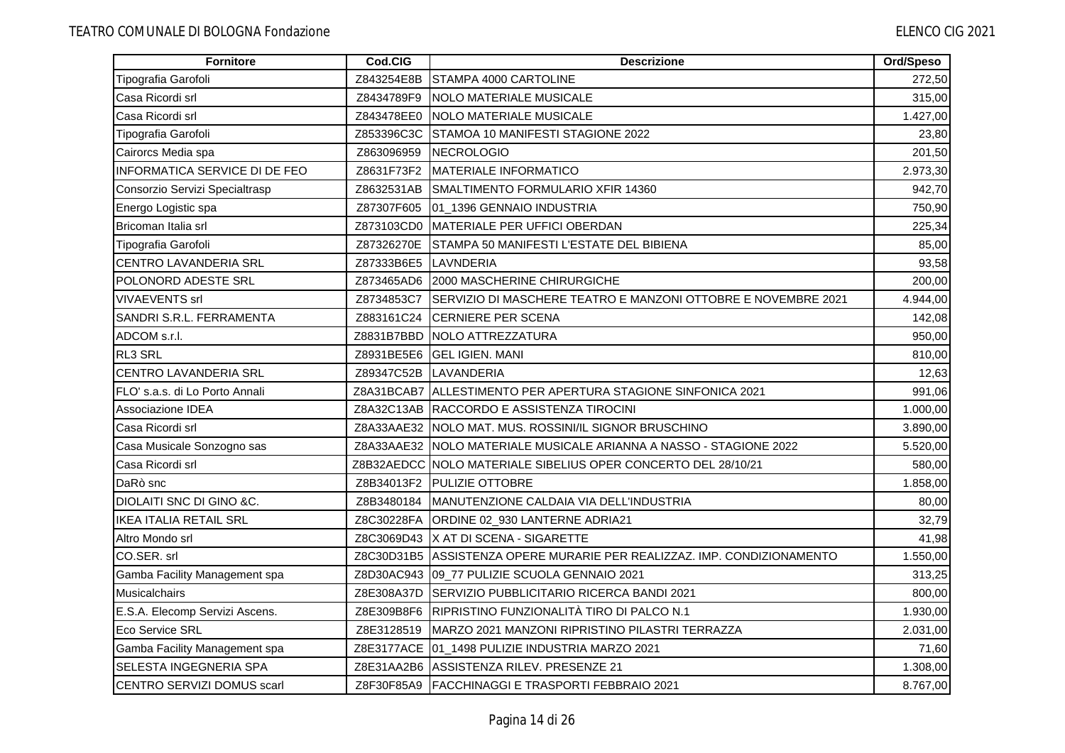| Fornitore | Cod.CIG | Descrizione | Ord/Speso |
|---|---|---|---|
| Tipografia Garofoli | Z843254E8B | STAMPA 4000 CARTOLINE | 272,50 |
| Casa Ricordi srl | Z8434789F9 | NOLO MATERIALE MUSICALE | 315,00 |
| Casa Ricordi srl | Z843478EE0 | NOLO MATERIALE MUSICALE | 1.427,00 |
| Tipografia Garofoli | Z853396C3C | STAMOA 10 MANIFESTI STAGIONE 2022 | 23,80 |
| Cairorcs Media spa | Z863096959 | NECROLOGIO | 201,50 |
| INFORMATICA SERVICE DI DE FEO | Z8631F73F2 | MATERIALE INFORMATICO | 2.973,30 |
| Consorzio Servizi Specialtrasp | Z8632531AB | SMALTIMENTO FORMULARIO XFIR 14360 | 942,70 |
| Energo Logistic spa | Z87307F605 | 01_1396 GENNAIO INDUSTRIA | 750,90 |
| Bricoman Italia srl | Z873103CD0 | MATERIALE PER UFFICI OBERDAN | 225,34 |
| Tipografia Garofoli | Z87326270E | STAMPA 50 MANIFESTI L'ESTATE DEL BIBIENA | 85,00 |
| CENTRO LAVANDERIA SRL | Z87333B6E5 | LAVNDERIA | 93,58 |
| POLONORD ADESTE SRL | Z873465AD6 | 2000 MASCHERINE CHIRURGICHE | 200,00 |
| VIVAEVENTS srl | Z8734853C7 | SERVIZIO DI MASCHERE TEATRO E MANZONI OTTOBRE E NOVEMBRE 2021 | 4.944,00 |
| SANDRI S.R.L. FERRAMENTA | Z883161C24 | CERNIERE PER SCENA | 142,08 |
| ADCOM s.r.l. | Z8831B7BBD | NOLO ATTREZZATURA | 950,00 |
| RL3 SRL | Z8931BE5E6 | GEL IGIEN. MANI | 810,00 |
| CENTRO LAVANDERIA SRL | Z89347C52B | LAVANDERIA | 12,63 |
| FLO' s.a.s. di Lo Porto Annali | Z8A31BCAB7 | ALLESTIMENTO PER APERTURA STAGIONE SINFONICA 2021 | 991,06 |
| Associazione IDEA | Z8A32C13AB | RACCORDO E ASSISTENZA TIROCINI | 1.000,00 |
| Casa Ricordi srl | Z8A33AAE32 | NOLO MAT. MUS. ROSSINI/IL SIGNOR BRUSCHINO | 3.890,00 |
| Casa Musicale Sonzogno sas | Z8A33AAE32 | NOLO MATERIALE MUSICALE ARIANNA A NASSO - STAGIONE 2022 | 5.520,00 |
| Casa Ricordi srl | Z8B32AEDCC | NOLO MATERIALE SIBELIUS OPER CONCERTO DEL 28/10/21 | 580,00 |
| DaRò snc | Z8B34013F2 | PULIZIE OTTOBRE | 1.858,00 |
| DIOLAITI SNC DI GINO &C. | Z8B3480184 | MANUTENZIONE CALDAIA VIA DELL'INDUSTRIA | 80,00 |
| IKEA ITALIA RETAIL SRL | Z8C30228FA | ORDINE 02_930 LANTERNE ADRIA21 | 32,79 |
| Altro Mondo srl | Z8C3069D43 | X AT DI SCENA - SIGARETTE | 41,98 |
| CO.SER. srl | Z8C30D31B5 | ASSISTENZA OPERE MURARIE PER REALIZZAZ. IMP. CONDIZIONAMENTO | 1.550,00 |
| Gamba Facility Management spa | Z8D30AC943 | 09_77 PULIZIE SCUOLA GENNAIO 2021 | 313,25 |
| Musicalchairs | Z8E308A37D | SERVIZIO PUBBLICITARIO RICERCA BANDI 2021 | 800,00 |
| E.S.A. Elecomp Servizi Ascens. | Z8E309B8F6 | RIPRISTINO FUNZIONALITÀ TIRO DI PALCO N.1 | 1.930,00 |
| Eco Service SRL | Z8E3128519 | MARZO 2021 MANZONI RIPRISTINO PILASTRI TERRAZZA | 2.031,00 |
| Gamba Facility Management spa | Z8E3177ACE | 01_1498 PULIZIE INDUSTRIA MARZO 2021 | 71,60 |
| SELESTA INGEGNERIA SPA | Z8E31AA2B6 | ASSISTENZA RILEV. PRESENZE 21 | 1.308,00 |
| CENTRO SERVIZI DOMUS scarl | Z8F30F85A9 | FACCHINAGGI E TRASPORTI FEBBRAIO 2021 | 8.767,00 |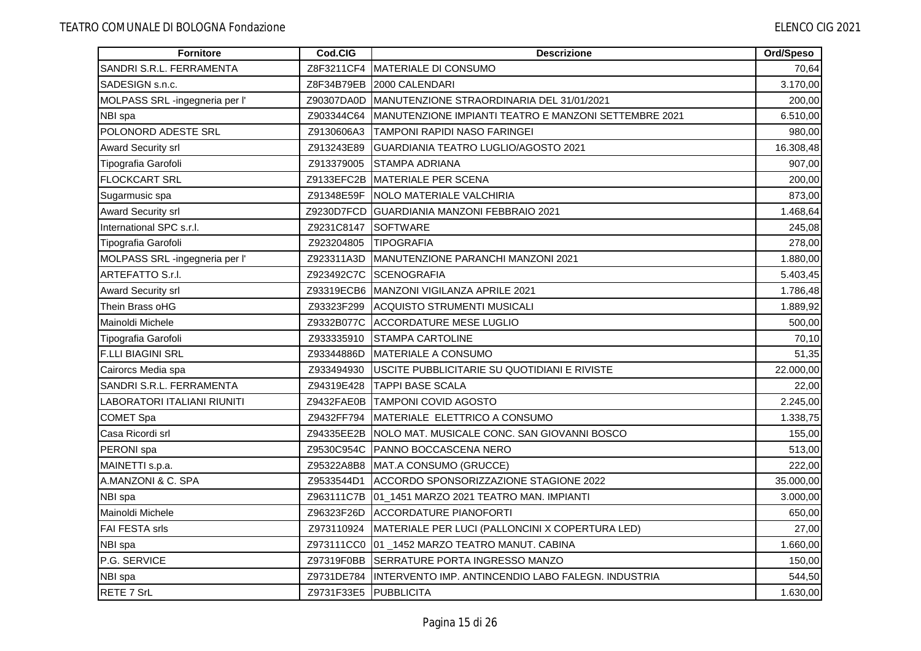| Fornitore | Cod.CIG | Descrizione | Ord/Speso |
|---|---|---|---|
| SANDRI S.R.L. FERRAMENTA | Z8F3211CF4 | MATERIALE DI CONSUMO | 70,64 |
| SADESIGN s.n.c. | Z8F34B79EB | 2000 CALENDARI | 3.170,00 |
| MOLPASS SRL -ingegneria per l' | Z90307DA0D | MANUTENZIONE STRAORDINARIA DEL 31/01/2021 | 200,00 |
| NBI spa | Z903344C64 | MANUTENZIONE IMPIANTI TEATRO E MANZONI SETTEMBRE 2021 | 6.510,00 |
| POLONORD ADESTE SRL | Z9130606A3 | TAMPONI RAPIDI NASO FARINGEI | 980,00 |
| Award Security srl | Z913243E89 | GUARDIANIA TEATRO LUGLIO/AGOSTO 2021 | 16.308,48 |
| Tipografia Garofoli | Z913379005 | STAMPA ADRIANA | 907,00 |
| FLOCKCART SRL | Z9133EFC2B | MATERIALE PER SCENA | 200,00 |
| Sugarmusic spa | Z91348E59F | NOLO MATERIALE VALCHIRIA | 873,00 |
| Award Security srl | Z9230D7FCD | GUARDIANIA MANZONI FEBBRAIO 2021 | 1.468,64 |
| International SPC s.r.l. | Z9231C8147 | SOFTWARE | 245,08 |
| Tipografia Garofoli | Z923204805 | TIPOGRAFIA | 278,00 |
| MOLPASS SRL -ingegneria per l' | Z923311A3D | MANUTENZIONE PARANCHI MANZONI 2021 | 1.880,00 |
| ARTEFATTO S.r.l. | Z923492C7C | SCENOGRAFIA | 5.403,45 |
| Award Security srl | Z93319ECB6 | MANZONI VIGILANZA APRILE 2021 | 1.786,48 |
| Thein Brass oHG | Z93323F299 | ACQUISTO STRUMENTI MUSICALI | 1.889,92 |
| Mainoldi Michele | Z9332B077C | ACCORDATURE MESE LUGLIO | 500,00 |
| Tipografia Garofoli | Z933335910 | STAMPA CARTOLINE | 70,10 |
| F.LLI BIAGINI SRL | Z93344886D | MATERIALE A CONSUMO | 51,35 |
| Cairorcs Media spa | Z933494930 | USCITE PUBBLICITARIE SU QUOTIDIANI E RIVISTE | 22.000,00 |
| SANDRI S.R.L. FERRAMENTA | Z94319E428 | TAPPI BASE SCALA | 22,00 |
| LABORATORI ITALIANI RIUNITI | Z9432FAE0B | TAMPONI COVID AGOSTO | 2.245,00 |
| COMET Spa | Z9432FF794 | MATERIALE ELETTRICO A CONSUMO | 1.338,75 |
| Casa Ricordi srl | Z94335EE2B | NOLO MAT. MUSICALE CONC. SAN GIOVANNI BOSCO | 155,00 |
| PERONI spa | Z9530C954C | PANNO BOCCASCENA NERO | 513,00 |
| MAINETTI s.p.a. | Z95322A8B8 | MAT.A CONSUMO (GRUCCE) | 222,00 |
| A.MANZONI & C. SPA | Z9533544D1 | ACCORDO SPONSORIZZAZIONE STAGIONE 2022 | 35.000,00 |
| NBI spa | Z963111C7B | 01_1451 MARZO 2021 TEATRO MAN. IMPIANTI | 3.000,00 |
| Mainoldi Michele | Z96323F26D | ACCORDATURE PIANOFORTI | 650,00 |
| FAI FESTA srls | Z973110924 | MATERIALE PER LUCI (PALLONCINI X COPERTURA LED) | 27,00 |
| NBI spa | Z973111CC0 | 01 _1452 MARZO TEATRO MANUT. CABINA | 1.660,00 |
| P.G. SERVICE | Z97319F0BB | SERRATURE PORTA INGRESSO MANZO | 150,00 |
| NBI spa | Z9731DE784 | INTERVENTO IMP. ANTINCENDIO LABO FALEGN. INDUSTRIA | 544,50 |
| RETE 7 SrL | Z9731F33E5 | PUBBLICITA | 1.630,00 |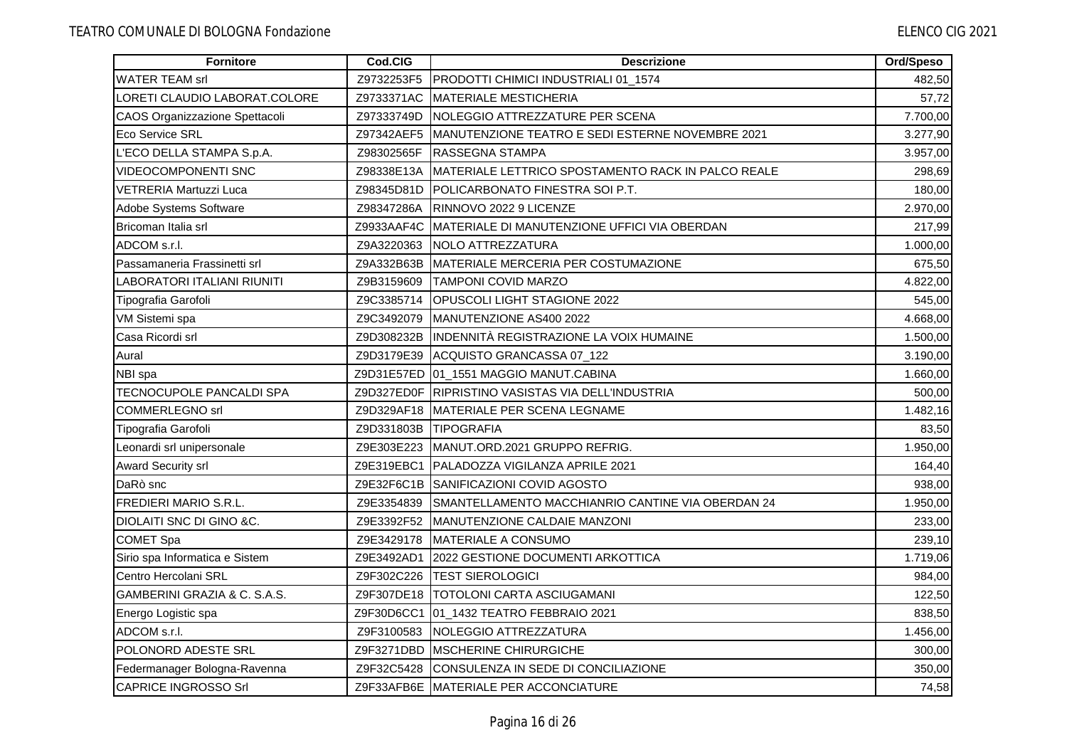| Fornitore | Cod.CIG | Descrizione | Ord/Speso |
|---|---|---|---|
| WATER TEAM srl | Z9732253F5 | PRODOTTI CHIMICI INDUSTRIALI 01_1574 | 482,50 |
| LORETI CLAUDIO LABORAT.COLORE | Z9733371AC | MATERIALE MESTICHERIA | 57,72 |
| CAOS Organizzazione Spettacoli | Z97333749D | NOLEGGIO ATTREZZATURE PER SCENA | 7.700,00 |
| Eco Service SRL | Z97342AEF5 | MANUTENZIONE TEATRO E SEDI ESTERNE NOVEMBRE 2021 | 3.277,90 |
| L'ECO DELLA STAMPA S.p.A. | Z98302565F | RASSEGNA STAMPA | 3.957,00 |
| VIDEOCOMPONENTI SNC | Z98338E13A | MATERIALE LETTRICO SPOSTAMENTO RACK IN PALCO REALE | 298,69 |
| VETRERIA Martuzzi Luca | Z98345D81D | POLICARBONATO FINESTRA SOI P.T. | 180,00 |
| Adobe Systems Software | Z98347286A | RINNOVO 2022 9 LICENZE | 2.970,00 |
| Bricoman Italia srl | Z9933AAF4C | MATERIALE DI MANUTENZIONE UFFICI VIA OBERDAN | 217,99 |
| ADCOM s.r.l. | Z9A3220363 | NOLO ATTREZZATURA | 1.000,00 |
| Passamaneria Frassinetti srl | Z9A332B63B | MATERIALE MERCERIA PER COSTUMAZIONE | 675,50 |
| LABORATORI ITALIANI RIUNITI | Z9B3159609 | TAMPONI COVID MARZO | 4.822,00 |
| Tipografia Garofoli | Z9C3385714 | OPUSCOLI LIGHT STAGIONE 2022 | 545,00 |
| VM Sistemi spa | Z9C3492079 | MANUTENZIONE AS400 2022 | 4.668,00 |
| Casa Ricordi srl | Z9D308232B | INDENNITÀ REGISTRAZIONE LA VOIX HUMAINE | 1.500,00 |
| Aural | Z9D3179E39 | ACQUISTO GRANCASSA 07_122 | 3.190,00 |
| NBI spa | Z9D31E57ED | 01_1551 MAGGIO MANUT.CABINA | 1.660,00 |
| TECNOCUPOLE PANCALDI SPA | Z9D327ED0F | RIPRISTINO VASISTAS VIA DELL'INDUSTRIA | 500,00 |
| COMMERLEGNO srl | Z9D329AF18 | MATERIALE PER SCENA LEGNAME | 1.482,16 |
| Tipografia Garofoli | Z9D331803B | TIPOGRAFIA | 83,50 |
| Leonardi srl unipersonale | Z9E303E223 | MANUT.ORD.2021 GRUPPO REFRIG. | 1.950,00 |
| Award Security srl | Z9E319EBC1 | PALADOZZA VIGILANZA APRILE 2021 | 164,40 |
| DaRò snc | Z9E32F6C1B | SANIFICAZIONI COVID AGOSTO | 938,00 |
| FREDIERI MARIO S.R.L. | Z9E3354839 | SMANTELLAMENTO MACCHIANRIO CANTINE VIA OBERDAN 24 | 1.950,00 |
| DIOLAITI SNC DI GINO &C. | Z9E3392F52 | MANUTENZIONE CALDAIE MANZONI | 233,00 |
| COMET Spa | Z9E3429178 | MATERIALE A CONSUMO | 239,10 |
| Sirio spa Informatica e Sistem | Z9E3492AD1 | 2022 GESTIONE DOCUMENTI ARKOTTICA | 1.719,06 |
| Centro Hercolani SRL | Z9F302C226 | TEST SIEROLOGICI | 984,00 |
| GAMBERINI GRAZIA & C. S.A.S. | Z9F307DE18 | TOTOLONI CARTA ASCIUGAMANI | 122,50 |
| Energo Logistic spa | Z9F30D6CC1 | 01_1432 TEATRO FEBBRAIO 2021 | 838,50 |
| ADCOM s.r.l. | Z9F3100583 | NOLEGGIO ATTREZZATURA | 1.456,00 |
| POLONORD ADESTE SRL | Z9F3271DBD | MSCHERINE CHIRURGICHE | 300,00 |
| Federmanager Bologna-Ravenna | Z9F32C5428 | CONSULENZA IN SEDE DI CONCILIAZIONE | 350,00 |
| CAPRICE INGROSSO Srl | Z9F33AFB6E | MATERIALE PER ACCONCIATURE | 74,58 |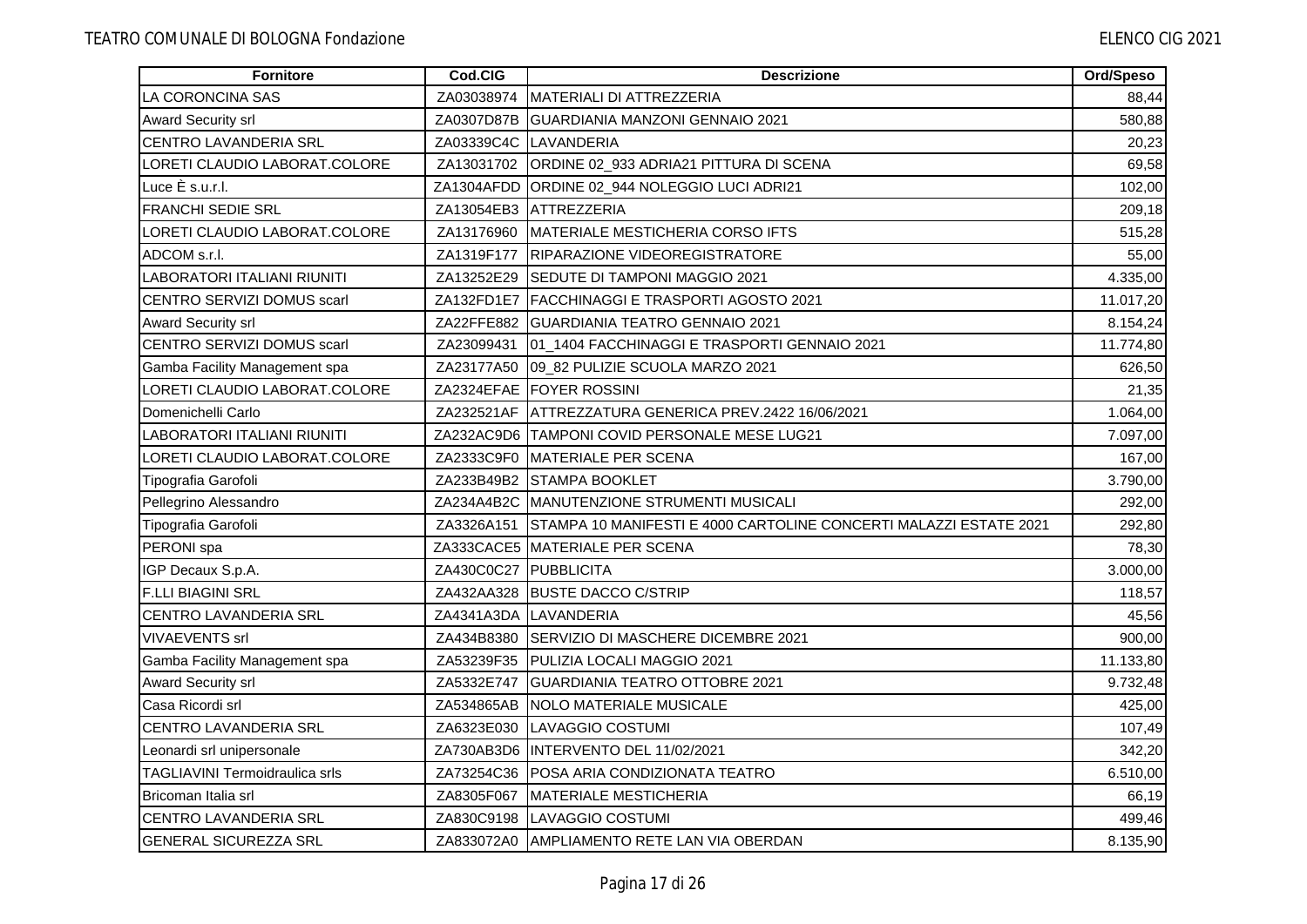| Fornitore | Cod.CIG | Descrizione | Ord/Speso |
| --- | --- | --- | --- |
| LA CORONCINA SAS | ZA03038974 | MATERIALI DI ATTREZZERIA | 88,44 |
| Award Security srl | ZA0307D87B | GUARDIANIA MANZONI GENNAIO 2021 | 580,88 |
| CENTRO LAVANDERIA SRL | ZA03339C4C | LAVANDERIA | 20,23 |
| LORETI CLAUDIO LABORAT.COLORE | ZA13031702 | ORDINE 02_933 ADRIA21 PITTURA DI SCENA | 69,58 |
| Luce È s.u.r.l. | ZA1304AFDD | ORDINE 02_944 NOLEGGIO LUCI ADRI21 | 102,00 |
| FRANCHI SEDIE SRL | ZA13054EB3 | ATTREZZERIA | 209,18 |
| LORETI CLAUDIO LABORAT.COLORE | ZA13176960 | MATERIALE MESTICHERIA CORSO IFTS | 515,28 |
| ADCOM s.r.l. | ZA1319F177 | RIPARAZIONE VIDEOREGISTRATORE | 55,00 |
| LABORATORI ITALIANI RIUNITI | ZA13252E29 | SEDUTE DI TAMPONI MAGGIO 2021 | 4.335,00 |
| CENTRO SERVIZI DOMUS scarl | ZA132FD1E7 | FACCHINAGGI E TRASPORTI AGOSTO 2021 | 11.017,20 |
| Award Security srl | ZA22FFE882 | GUARDIANIA TEATRO GENNAIO 2021 | 8.154,24 |
| CENTRO SERVIZI DOMUS scarl | ZA23099431 | 01_1404 FACCHINAGGI E TRASPORTI GENNAIO 2021 | 11.774,80 |
| Gamba Facility Management spa | ZA23177A50 | 09_82 PULIZIE SCUOLA MARZO 2021 | 626,50 |
| LORETI CLAUDIO LABORAT.COLORE | ZA2324EFAE | FOYER ROSSINI | 21,35 |
| Domenichelli Carlo | ZA232521AF | ATTREZZATURA GENERICA PREV.2422 16/06/2021 | 1.064,00 |
| LABORATORI ITALIANI RIUNITI | ZA232AC9D6 | TAMPONI COVID PERSONALE MESE LUG21 | 7.097,00 |
| LORETI CLAUDIO LABORAT.COLORE | ZA2333C9F0 | MATERIALE PER SCENA | 167,00 |
| Tipografia Garofoli | ZA233B49B2 | STAMPA BOOKLET | 3.790,00 |
| Pellegrino Alessandro | ZA234A4B2C | MANUTENZIONE STRUMENTI MUSICALI | 292,00 |
| Tipografia Garofoli | ZA3326A151 | STAMPA 10 MANIFESTI E 4000 CARTOLINE CONCERTI MALAZZI ESTATE 2021 | 292,80 |
| PERONI spa | ZA333CACE5 | MATERIALE PER SCENA | 78,30 |
| IGP Decaux S.p.A. | ZA430C0C27 | PUBBLICITA | 3.000,00 |
| F.LLI BIAGINI SRL | ZA432AA328 | BUSTE DACCO C/STRIP | 118,57 |
| CENTRO LAVANDERIA SRL | ZA4341A3DA | LAVANDERIA | 45,56 |
| VIVAEVENTS srl | ZA434B8380 | SERVIZIO DI MASCHERE DICEMBRE 2021 | 900,00 |
| Gamba Facility Management spa | ZA53239F35 | PULIZIA LOCALI MAGGIO 2021 | 11.133,80 |
| Award Security srl | ZA5332E747 | GUARDIANIA TEATRO OTTOBRE 2021 | 9.732,48 |
| Casa Ricordi srl | ZA534865AB | NOLO MATERIALE MUSICALE | 425,00 |
| CENTRO LAVANDERIA SRL | ZA6323E030 | LAVAGGIO COSTUMI | 107,49 |
| Leonardi srl unipersonale | ZA730AB3D6 | INTERVENTO DEL 11/02/2021 | 342,20 |
| TAGLIAVINI Termoidraulica srls | ZA73254C36 | POSA ARIA CONDIZIONATA TEATRO | 6.510,00 |
| Bricoman Italia srl | ZA8305F067 | MATERIALE MESTICHERIA | 66,19 |
| CENTRO LAVANDERIA SRL | ZA830C9198 | LAVAGGIO COSTUMI | 499,46 |
| GENERAL SICUREZZA SRL | ZA833072A0 | AMPLIAMENTO RETE LAN VIA OBERDAN | 8.135,90 |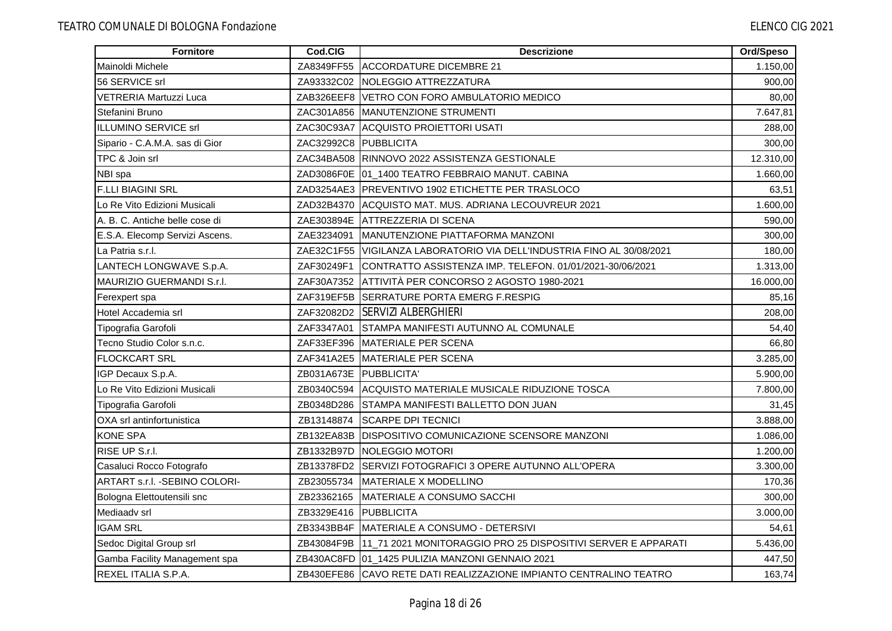| Fornitore | Cod.CIG | Descrizione | Ord/Speso |
|---|---|---|---|
| Mainoldi Michele | ZA8349FF55 | ACCORDATURE DICEMBRE 21 | 1.150,00 |
| 56 SERVICE srl | ZA93332C02 | NOLEGGIO ATTREZZATURA | 900,00 |
| VETRERIA Martuzzi Luca | ZAB326EEF8 | VETRO CON FORO AMBULATORIO MEDICO | 80,00 |
| Stefanini Bruno | ZAC301A856 | MANUTENZIONE STRUMENTI | 7.647,81 |
| ILLUMINO SERVICE srl | ZAC30C93A7 | ACQUISTO PROIETTORI USATI | 288,00 |
| Sipario - C.A.M.A. sas di Gior | ZAC32992C8 | PUBBLICITA | 300,00 |
| TPC & Join srl | ZAC34BA508 | RINNOVO 2022 ASSISTENZA GESTIONALE | 12.310,00 |
| NBI spa | ZAD3086F0E | 01_1400 TEATRO FEBBRAIO MANUT. CABINA | 1.660,00 |
| F.LLI BIAGINI SRL | ZAD3254AE3 | PREVENTIVO 1902 ETICHETTE PER TRASLOCO | 63,51 |
| Lo Re Vito Edizioni Musicali | ZAD32B4370 | ACQUISTO MAT. MUS. ADRIANA LECOUVREUR 2021 | 1.600,00 |
| A. B. C. Antiche belle cose di | ZAE303894E | ATTREZZERIA DI SCENA | 590,00 |
| E.S.A. Elecomp Servizi Ascens. | ZAE3234091 | MANUTENZIONE PIATTAFORMA MANZONI | 300,00 |
| La Patria s.r.l. | ZAE32C1F55 | VIGILANZA LABORATORIO VIA DELL'INDUSTRIA FINO AL 30/08/2021 | 180,00 |
| LANTECH LONGWAVE S.p.A. | ZAF30249F1 | CONTRATTO ASSISTENZA IMP. TELEFON. 01/01/2021-30/06/2021 | 1.313,00 |
| MAURIZIO GUERMANDI S.r.l. | ZAF30A7352 | ATTIVITÀ PER CONCORSO 2 AGOSTO 1980-2021 | 16.000,00 |
| Ferexpert spa | ZAF319EF5B | SERRATURE PORTA EMERG F.RESPIG | 85,16 |
| Hotel Accademia srl | ZAF32082D2 | SERVIZI ALBERGHIERI | 208,00 |
| Tipografia Garofoli | ZAF3347A01 | STAMPA MANIFESTI AUTUNNO AL COMUNALE | 54,40 |
| Tecno Studio Color s.n.c. | ZAF33EF396 | MATERIALE PER SCENA | 66,80 |
| FLOCKCART SRL | ZAF341A2E5 | MATERIALE PER SCENA | 3.285,00 |
| IGP Decaux S.p.A. | ZB031A673E | PUBBLICITA' | 5.900,00 |
| Lo Re Vito Edizioni Musicali | ZB0340C594 | ACQUISTO MATERIALE MUSICALE RIDUZIONE TOSCA | 7.800,00 |
| Tipografia Garofoli | ZB0348D286 | STAMPA MANIFESTI BALLETTO DON JUAN | 31,45 |
| OXA srl antinfortunistica | ZB13148874 | SCARPE DPI TECNICI | 3.888,00 |
| KONE SPA | ZB132EA83B | DISPOSITIVO COMUNICAZIONE SCENSORE MANZONI | 1.086,00 |
| RISE UP S.r.l. | ZB1332B97D | NOLEGGIO MOTORI | 1.200,00 |
| Casaluci Rocco Fotografo | ZB13378FD2 | SERVIZI FOTOGRAFICI 3 OPERE AUTUNNO ALL'OPERA | 3.300,00 |
| ARTART s.r.l. -SEBINO COLORI- | ZB23055734 | MATERIALE X MODELLINO | 170,36 |
| Bologna Elettoutensili snc | ZB23362165 | MATERIALE A CONSUMO SACCHI | 300,00 |
| Mediaadv srl | ZB3329E416 | PUBBLICITA | 3.000,00 |
| IGAM SRL | ZB3343BB4F | MATERIALE A CONSUMO - DETERSIVI | 54,61 |
| Sedoc Digital Group srl | ZB43084F9B | 11_71 2021 MONITORAGGIO PRO 25 DISPOSITIVI SERVER E APPARATI | 5.436,00 |
| Gamba Facility Management spa | ZB430AC8FD | 01_1425 PULIZIA MANZONI GENNAIO 2021 | 447,50 |
| REXEL ITALIA S.P.A. | ZB430EFE86 | CAVO RETE DATI REALIZZAZIONE IMPIANTO CENTRALINO TEATRO | 163,74 |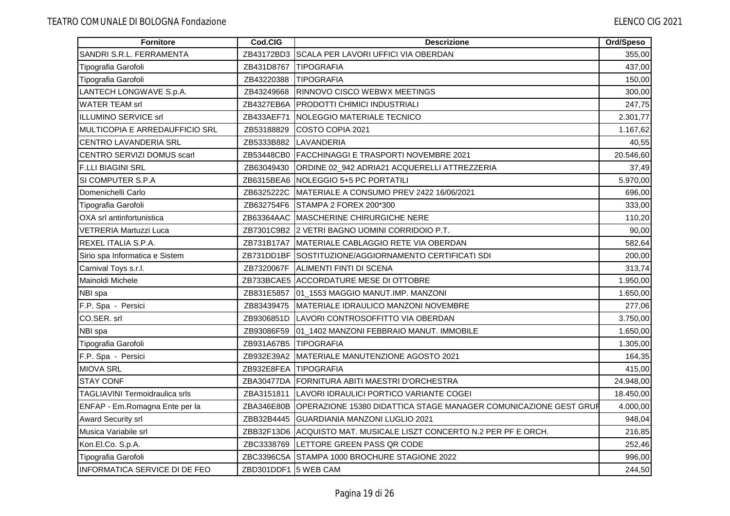| Fornitore | Cod.CIG | Descrizione | Ord/Speso |
|---|---|---|---|
| SANDRI S.R.L. FERRAMENTA | ZB43172BD3 | SCALA PER LAVORI UFFICI VIA OBERDAN | 355,00 |
| Tipografia Garofoli | ZB431D8767 | TIPOGRAFIA | 437,00 |
| Tipografia Garofoli | ZB43220388 | TIPOGRAFIA | 150,00 |
| LANTECH LONGWAVE S.p.A. | ZB43249668 | RINNOVO CISCO WEBWX MEETINGS | 300,00 |
| WATER TEAM srl | ZB4327EB6A | PRODOTTI CHIMICI INDUSTRIALI | 247,75 |
| ILLUMINO SERVICE srl | ZB433AEF71 | NOLEGGIO MATERIALE TECNICO | 2.301,77 |
| MULTICOPIA E ARREDAUFFICIO SRL | ZB53188829 | COSTO COPIA 2021 | 1.167,62 |
| CENTRO LAVANDERIA SRL | ZB5333B882 | LAVANDERIA | 40,55 |
| CENTRO SERVIZI DOMUS scarl | ZB53448CB0 | FACCHINAGGI E TRASPORTI NOVEMBRE 2021 | 20.546,60 |
| F.LLI BIAGINI SRL | ZB63049430 | ORDINE 02_942 ADRIA21 ACQUERELLI ATTREZZERIA | 37,49 |
| SI COMPUTER S.P.A | ZB6315BEA6 | NOLEGGIO 5+5 PC PORTATILI | 5.970,00 |
| Domenichelli Carlo | ZB6325222C | MATERIALE A CONSUMO PREV 2422 16/06/2021 | 696,00 |
| Tipografia Garofoli | ZB632754F6 | STAMPA 2 FOREX 200*300 | 333,00 |
| OXA srl antinfortunistica | ZB63364AAC | MASCHERINE CHIRURGICHE NERE | 110,20 |
| VETRERIA Martuzzi Luca | ZB7301C9B2 | 2 VETRI BAGNO UOMINI CORRIDOIO P.T. | 90,00 |
| REXEL ITALIA S.P.A. | ZB731B17A7 | MATERIALE CABLAGGIO RETE VIA OBERDAN | 582,64 |
| Sirio spa Informatica e Sistem | ZB731DD1BF | SOSTITUZIONE/AGGIORNAMENTO CERTIFICATI SDI | 200,00 |
| Carnival Toys s.r.l. | ZB7320067F | ALIMENTI FINTI DI SCENA | 313,74 |
| Mainoldi Michele | ZB733BCAE5 | ACCORDATURE MESE DI OTTOBRE | 1.950,00 |
| NBI spa | ZB831E5857 | 01_1553 MAGGIO MANUT.IMP. MANZONI | 1.650,00 |
| F.P. Spa - Persici | ZB83439475 | MATERIALE IDRAULICO MANZONI NOVEMBRE | 277,06 |
| CO.SER. srl | ZB9306851D | LAVORI CONTROSOFFITTO VIA OBERDAN | 3.750,00 |
| NBI spa | ZB93086F59 | 01_1402 MANZONI FEBBRAIO MANUT. IMMOBILE | 1.650,00 |
| Tipografia Garofoli | ZB931A67B5 | TIPOGRAFIA | 1.305,00 |
| F.P. Spa - Persici | ZB932E39A2 | MATERIALE MANUTENZIONE AGOSTO 2021 | 164,35 |
| MIOVA SRL | ZB932E8FEA | TIPOGRAFIA | 415,00 |
| STAY CONF | ZBA30477DA | FORNITURA ABITI MAESTRI D'ORCHESTRA | 24.948,00 |
| TAGLIAVINI Termoidraulica srls | ZBA3151811 | LAVORI IDRAULICI PORTICO VARIANTE COGEI | 18.450,00 |
| ENFAP - Em.Romagna Ente per la | ZBA346E80B | OPERAZIONE 15380 DIDATTICA STAGE MANAGER COMUNICAZIONE GEST GRUP | 4.000,00 |
| Award Security srl | ZBB32B4445 | GUARDIANIA MANZONI LUGLIO 2021 | 948,04 |
| Musica Variabile srl | ZBB32F13D6 | ACQUISTO MAT. MUSICALE LISZT CONCERTO N.2 PER PF E ORCH. | 216,85 |
| Kon.El.Co. S.p.A. | ZBC3338769 | LETTORE GREEN PASS QR CODE | 252,46 |
| Tipografia Garofoli | ZBC3396C5A | STAMPA 1000 BROCHURE STAGIONE 2022 | 996,00 |
| INFORMATICA SERVICE DI DE FEO | ZBD301DDF1 | 5 WEB CAM | 244,50 |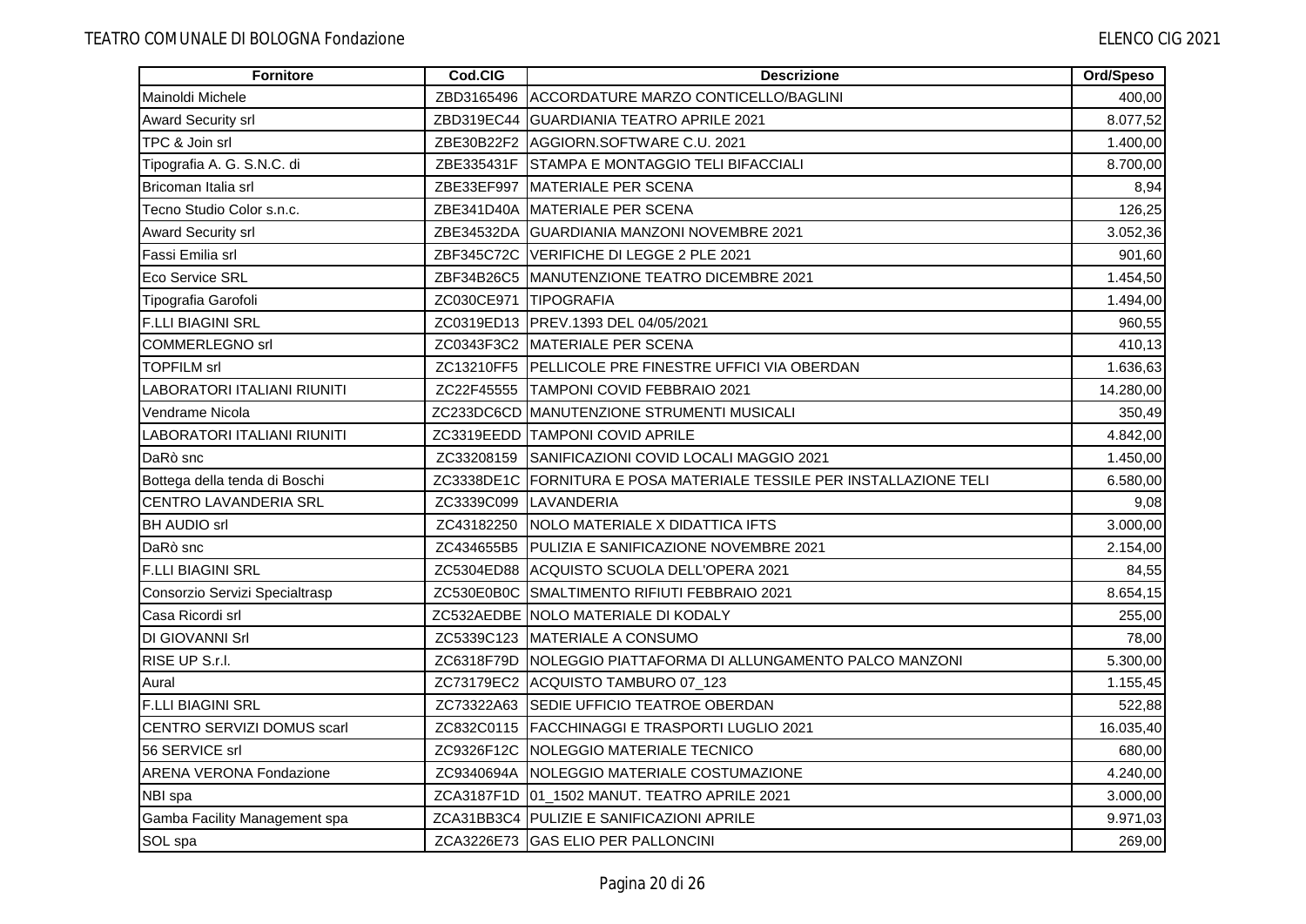| Fornitore | Cod.CIG | Descrizione | Ord/Speso |
|---|---|---|---|
| Mainoldi Michele | ZBD3165496 | ACCORDATURE MARZO CONTICELLO/BAGLINI | 400,00 |
| Award Security srl | ZBD319EC44 | GUARDIANIA TEATRO APRILE 2021 | 8.077,52 |
| TPC & Join srl | ZBE30B22F2 | AGGIORN.SOFTWARE C.U. 2021 | 1.400,00 |
| Tipografia A. G. S.N.C. di | ZBE335431F | STAMPA E MONTAGGIO TELI BIFACCIALI | 8.700,00 |
| Bricoman Italia srl | ZBE33EF997 | MATERIALE PER SCENA | 8,94 |
| Tecno Studio Color s.n.c. | ZBE341D40A | MATERIALE PER SCENA | 126,25 |
| Award Security srl | ZBE34532DA | GUARDIANIA MANZONI NOVEMBRE 2021 | 3.052,36 |
| Fassi Emilia srl | ZBF345C72C | VERIFICHE DI LEGGE 2 PLE 2021 | 901,60 |
| Eco Service SRL | ZBF34B26C5 | MANUTENZIONE TEATRO DICEMBRE 2021 | 1.454,50 |
| Tipografia Garofoli | ZC030CE971 | TIPOGRAFIA | 1.494,00 |
| F.LLI BIAGINI SRL | ZC0319ED13 | PREV.1393 DEL 04/05/2021 | 960,55 |
| COMMERLEGNO srl | ZC0343F3C2 | MATERIALE PER SCENA | 410,13 |
| TOPFILM srl | ZC13210FF5 | PELLICOLE PRE FINESTRE UFFICI VIA OBERDAN | 1.636,63 |
| LABORATORI ITALIANI RIUNITI | ZC22F45555 | TAMPONI COVID FEBBRAIO 2021 | 14.280,00 |
| Vendrame Nicola | ZC233DC6CD | MANUTENZIONE STRUMENTI MUSICALI | 350,49 |
| LABORATORI ITALIANI RIUNITI | ZC3319EEDD | TAMPONI COVID APRILE | 4.842,00 |
| DaRò snc | ZC33208159 | SANIFICAZIONI COVID LOCALI MAGGIO 2021 | 1.450,00 |
| Bottega della tenda di Boschi | ZC3338DE1C | FORNITURA E POSA MATERIALE TESSILE PER INSTALLAZIONE TELI | 6.580,00 |
| CENTRO LAVANDERIA SRL | ZC3339C099 | LAVANDERIA | 9,08 |
| BH AUDIO srl | ZC43182250 | NOLO MATERIALE X DIDATTICA IFTS | 3.000,00 |
| DaRò snc | ZC434655B5 | PULIZIA E SANIFICAZIONE NOVEMBRE 2021 | 2.154,00 |
| F.LLI BIAGINI SRL | ZC5304ED88 | ACQUISTO SCUOLA DELL'OPERA 2021 | 84,55 |
| Consorzio Servizi Specialtrasp | ZC530E0B0C | SMALTIMENTO RIFIUTI FEBBRAIO 2021 | 8.654,15 |
| Casa Ricordi srl | ZC532AEDBE | NOLO MATERIALE DI KODALY | 255,00 |
| DI GIOVANNI Srl | ZC5339C123 | MATERIALE A CONSUMO | 78,00 |
| RISE UP S.r.l. | ZC6318F79D | NOLEGGIO PIATTAFORMA DI ALLUNGAMENTO PALCO MANZONI | 5.300,00 |
| Aural | ZC73179EC2 | ACQUISTO TAMBURO 07_123 | 1.155,45 |
| F.LLI BIAGINI SRL | ZC73322A63 | SEDIE UFFICIO TEATROE OBERDAN | 522,88 |
| CENTRO SERVIZI DOMUS scarl | ZC832C0115 | FACCHINAGGI E TRASPORTI LUGLIO 2021 | 16.035,40 |
| 56 SERVICE srl | ZC9326F12C | NOLEGGIO MATERIALE TECNICO | 680,00 |
| ARENA VERONA Fondazione | ZC9340694A | NOLEGGIO MATERIALE COSTUMAZIONE | 4.240,00 |
| NBI spa | ZCA3187F1D | 01_1502 MANUT. TEATRO APRILE 2021 | 3.000,00 |
| Gamba Facility Management spa | ZCA31BB3C4 | PULIZIE E SANIFICAZIONI APRILE | 9.971,03 |
| SOL spa | ZCA3226E73 | GAS ELIO PER PALLONCINI | 269,00 |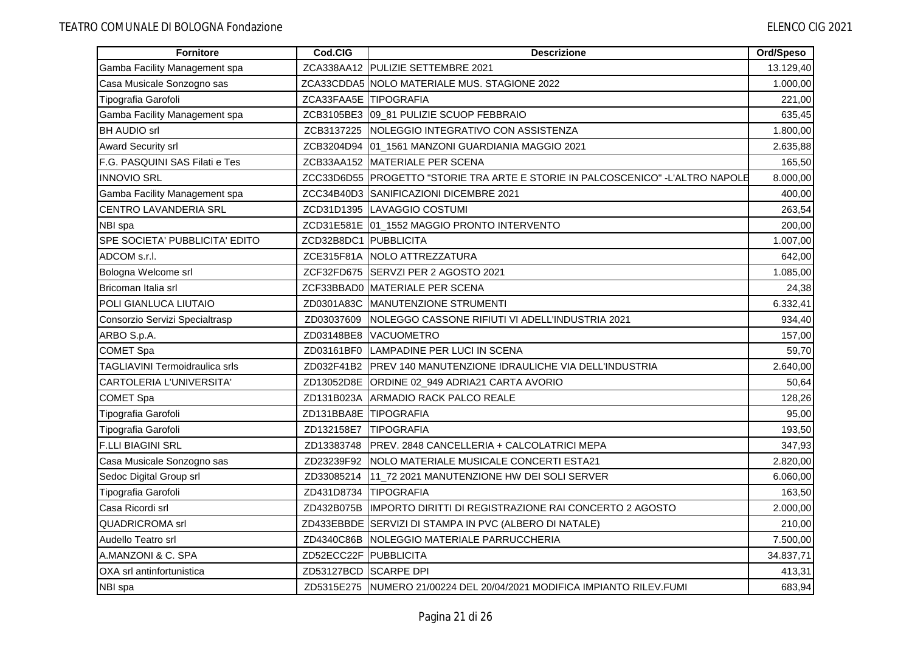| Fornitore | Cod.CIG | Descrizione | Ord/Speso |
|---|---|---|---|
| Gamba Facility Management spa | ZCA338AA12 | PULIZIE SETTEMBRE 2021 | 13.129,40 |
| Casa Musicale Sonzogno sas | ZCA33CDDA5 | NOLO MATERIALE MUS. STAGIONE 2022 | 1.000,00 |
| Tipografia Garofoli | ZCA33FAA5E | TIPOGRAFIA | 221,00 |
| Gamba Facility Management spa | ZCB3105BE3 | 09_81 PULIZIE SCUOP FEBBRAIO | 635,45 |
| BH AUDIO srl | ZCB3137225 | NOLEGGIO INTEGRATIVO CON ASSISTENZA | 1.800,00 |
| Award Security srl | ZCB3204D94 | 01_1561 MANZONI GUARDIANIA MAGGIO 2021 | 2.635,88 |
| F.G. PASQUINI SAS Filati e Tes | ZCB33AA152 | MATERIALE PER SCENA | 165,50 |
| INNOVIO SRL | ZCC33D6D55 | PROGETTO "STORIE TRA ARTE E STORIE IN PALCOSCENICO" -L'ALTRO NAPOLE | 8.000,00 |
| Gamba Facility Management spa | ZCC34B40D3 | SANIFICAZIONI DICEMBRE 2021 | 400,00 |
| CENTRO LAVANDERIA SRL | ZCD31D1395 | LAVAGGIO COSTUMI | 263,54 |
| NBI spa | ZCD31E581E | 01_1552 MAGGIO PRONTO INTERVENTO | 200,00 |
| SPE SOCIETA' PUBBLICITA' EDITO | ZCD32B8DC1 | PUBBLICITA | 1.007,00 |
| ADCOM s.r.l. | ZCE315F81A | NOLO ATTREZZATURA | 642,00 |
| Bologna Welcome srl | ZCF32FD675 | SERVZI PER 2 AGOSTO 2021 | 1.085,00 |
| Bricoman Italia srl | ZCF33BBAD0 | MATERIALE PER SCENA | 24,38 |
| POLI GIANLUCA LIUTAIO | ZD0301A83C | MANUTENZIONE STRUMENTI | 6.332,41 |
| Consorzio Servizi Specialtrasp | ZD03037609 | NOLEGGO CASSONE RIFIUTI VI ADELL'INDUSTRIA 2021 | 934,40 |
| ARBO S.p.A. | ZD03148BE8 | VACUOMETRO | 157,00 |
| COMET Spa | ZD03161BF0 | LAMPADINE PER LUCI IN SCENA | 59,70 |
| TAGLIAVINI Termoidraulica srls | ZD032F41B2 | PREV 140 MANUTENZIONE IDRAULICHE VIA DELL'INDUSTRIA | 2.640,00 |
| CARTOLERIA L'UNIVERSITA' | ZD13052D8E | ORDINE 02_949 ADRIA21 CARTA AVORIO | 50,64 |
| COMET Spa | ZD131B023A | ARMADIO RACK PALCO REALE | 128,26 |
| Tipografia Garofoli | ZD131BBA8E | TIPOGRAFIA | 95,00 |
| Tipografia Garofoli | ZD132158E7 | TIPOGRAFIA | 193,50 |
| F.LLI BIAGINI SRL | ZD13383748 | PREV. 2848 CANCELLERIA + CALCOLATRICI MEPA | 347,93 |
| Casa Musicale Sonzogno sas | ZD23239F92 | NOLO MATERIALE MUSICALE CONCERTI ESTA21 | 2.820,00 |
| Sedoc Digital Group srl | ZD33085214 | 11_72 2021 MANUTENZIONE HW DEI SOLI SERVER | 6.060,00 |
| Tipografia Garofoli | ZD431D8734 | TIPOGRAFIA | 163,50 |
| Casa Ricordi srl | ZD432B075B | IMPORTO DIRITTI DI REGISTRAZIONE RAI CONCERTO 2 AGOSTO | 2.000,00 |
| QUADRICROMA srl | ZD433EBBDE | SERVIZI DI STAMPA IN PVC (ALBERO DI NATALE) | 210,00 |
| Audello Teatro srl | ZD4340C86B | NOLEGGIO MATERIALE PARRUCCHERIA | 7.500,00 |
| A.MANZONI & C. SPA | ZD52ECC22F | PUBBLICITA | 34.837,71 |
| OXA srl antinfortunistica | ZD53127BCD | SCARPE DPI | 413,31 |
| NBI spa | ZD5315E275 | NUMERO 21/00224 DEL 20/04/2021 MODIFICA IMPIANTO RILEV.FUMI | 683,94 |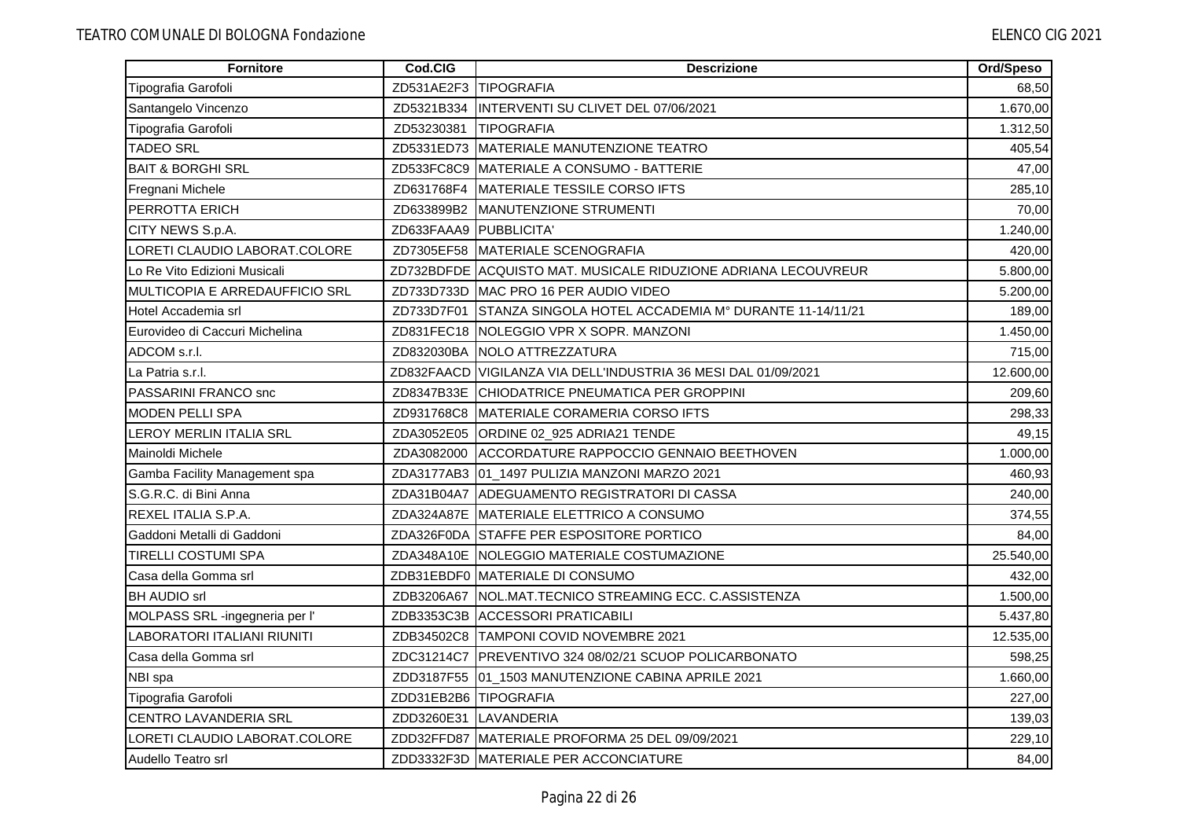| Fornitore | Cod.CIG | Descrizione | Ord/Speso |
|---|---|---|---|
| Tipografia Garofoli | ZD531AE2F3 | TIPOGRAFIA | 68,50 |
| Santangelo Vincenzo | ZD5321B334 | INTERVENTI SU CLIVET DEL 07/06/2021 | 1.670,00 |
| Tipografia Garofoli | ZD53230381 | TIPOGRAFIA | 1.312,50 |
| TADEO SRL | ZD5331ED73 | MATERIALE MANUTENZIONE TEATRO | 405,54 |
| BAIT & BORGHI SRL | ZD533FC8C9 | MATERIALE A CONSUMO - BATTERIE | 47,00 |
| Fregnani Michele | ZD631768F4 | MATERIALE TESSILE CORSO IFTS | 285,10 |
| PERROTTA ERICH | ZD633899B2 | MANUTENZIONE STRUMENTI | 70,00 |
| CITY NEWS S.p.A. | ZD633FAAA9 | PUBBLICITA' | 1.240,00 |
| LORETI CLAUDIO LABORAT.COLORE | ZD7305EF58 | MATERIALE SCENOGRAFIA | 420,00 |
| Lo Re Vito Edizioni Musicali | ZD732BDFDE | ACQUISTO MAT. MUSICALE RIDUZIONE ADRIANA LECOUVREUR | 5.800,00 |
| MULTICOPIA E ARREDAUFFICIO SRL | ZD733D733D | MAC PRO 16 PER AUDIO VIDEO | 5.200,00 |
| Hotel Accademia srl | ZD733D7F01 | STANZA SINGOLA HOTEL ACCADEMIA M° DURANTE 11-14/11/21 | 189,00 |
| Eurovideo di Caccuri Michelina | ZD831FEC18 | NOLEGGIO VPR X SOPR. MANZONI | 1.450,00 |
| ADCOM s.r.l. | ZD832030BA | NOLO ATTREZZATURA | 715,00 |
| La Patria s.r.l. | ZD832FAACD | VIGILANZA VIA DELL'INDUSTRIA 36 MESI DAL 01/09/2021 | 12.600,00 |
| PASSARINI FRANCO snc | ZD8347B33E | CHIODATRICE PNEUMATICA PER GROPPINI | 209,60 |
| MODEN PELLI SPA | ZD931768C8 | MATERIALE CORAMERIA CORSO IFTS | 298,33 |
| LEROY MERLIN ITALIA SRL | ZDA3052E05 | ORDINE 02_925 ADRIA21 TENDE | 49,15 |
| Mainoldi Michele | ZDA3082000 | ACCORDATURE RAPPOCCIO GENNAIO BEETHOVEN | 1.000,00 |
| Gamba Facility Management spa | ZDA3177AB3 | 01_1497 PULIZIA MANZONI MARZO 2021 | 460,93 |
| S.G.R.C. di Bini Anna | ZDA31B04A7 | ADEGUAMENTO REGISTRATORI DI CASSA | 240,00 |
| REXEL ITALIA S.P.A. | ZDA324A87E | MATERIALE ELETTRICO A CONSUMO | 374,55 |
| Gaddoni Metalli di Gaddoni | ZDA326F0DA | STAFFE PER ESPOSITORE PORTICO | 84,00 |
| TIRELLI COSTUMI SPA | ZDA348A10E | NOLEGGIO MATERIALE COSTUMAZIONE | 25.540,00 |
| Casa della Gomma srl | ZDB31EBDF0 | MATERIALE DI CONSUMO | 432,00 |
| BH AUDIO srl | ZDB3206A67 | NOL.MAT.TECNICO STREAMING ECC. C.ASSISTENZA | 1.500,00 |
| MOLPASS SRL -ingegneria per l' | ZDB3353C3B | ACCESSORI PRATICABILI | 5.437,80 |
| LABORATORI ITALIANI RIUNITI | ZDB34502C8 | TAMPONI COVID NOVEMBRE 2021 | 12.535,00 |
| Casa della Gomma srl | ZDC31214C7 | PREVENTIVO 324 08/02/21 SCUOP POLICARBONATO | 598,25 |
| NBI spa | ZDD3187F55 | 01_1503 MANUTENZIONE CABINA APRILE 2021 | 1.660,00 |
| Tipografia Garofoli | ZDD31EB2B6 | TIPOGRAFIA | 227,00 |
| CENTRO LAVANDERIA SRL | ZDD3260E31 | LAVANDERIA | 139,03 |
| LORETI CLAUDIO LABORAT.COLORE | ZDD32FFD87 | MATERIALE PROFORMA 25 DEL 09/09/2021 | 229,10 |
| Audello Teatro srl | ZDD3332F3D | MATERIALE PER ACCONCIATURE | 84,00 |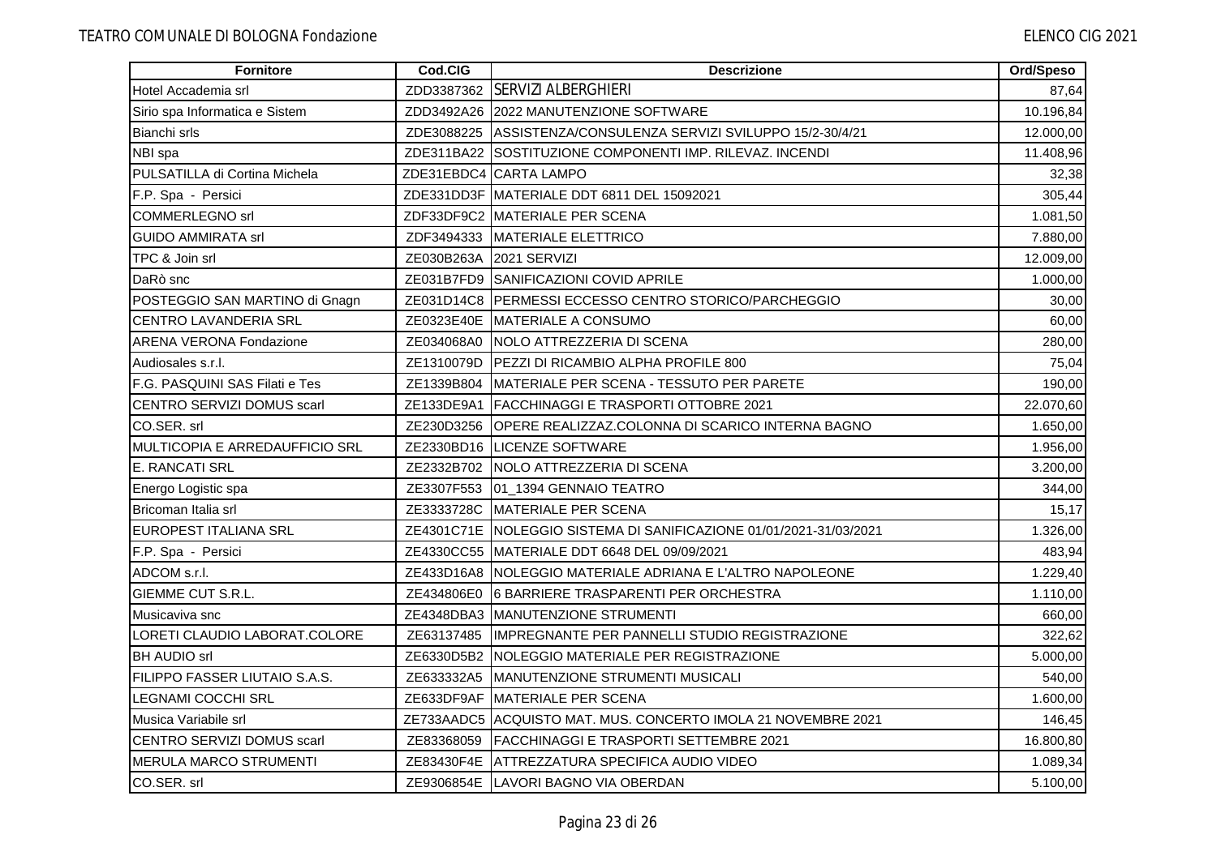| Fornitore | Cod.CIG | Descrizione | Ord/Speso |
|---|---|---|---|
| Hotel Accademia srl | ZDD3387362 | SERVIZI ALBERGHIERI | 87,64 |
| Sirio spa Informatica e Sistem | ZDD3492A26 | 2022 MANUTENZIONE SOFTWARE | 10.196,84 |
| Bianchi srls | ZDE3088225 | ASSISTENZA/CONSULENZA SERVIZI SVILUPPO 15/2-30/4/21 | 12.000,00 |
| NBI spa | ZDE311BA22 | SOSTITUZIONE COMPONENTI IMP. RILEVAZ. INCENDI | 11.408,96 |
| PULSATILLA di Cortina Michela | ZDE31EBDC4 | CARTA LAMPO | 32,38 |
| F.P. Spa - Persici | ZDE331DD3F | MATERIALE DDT 6811 DEL 15092021 | 305,44 |
| COMMERLEGNO srl | ZDF33DF9C2 | MATERIALE PER SCENA | 1.081,50 |
| GUIDO AMMIRATA srl | ZDF3494333 | MATERIALE ELETTRICO | 7.880,00 |
| TPC & Join srl | ZE030B263A | 2021 SERVIZI | 12.009,00 |
| DaRò snc | ZE031B7FD9 | SANIFICAZIONI COVID APRILE | 1.000,00 |
| POSTEGGIO SAN MARTINO di Gnagn | ZE031D14C8 | PERMESSI ECCESSO CENTRO STORICO/PARCHEGGIO | 30,00 |
| CENTRO LAVANDERIA SRL | ZE0323E40E | MATERIALE A CONSUMO | 60,00 |
| ARENA VERONA Fondazione | ZE034068A0 | NOLO ATTREZZERIA DI SCENA | 280,00 |
| Audiosales s.r.l. | ZE1310079D | PEZZI DI RICAMBIO ALPHA PROFILE 800 | 75,04 |
| F.G. PASQUINI SAS Filati e Tes | ZE1339B804 | MATERIALE PER SCENA - TESSUTO PER PARETE | 190,00 |
| CENTRO SERVIZI DOMUS scarl | ZE133DE9A1 | FACCHINAGGI E TRASPORTI OTTOBRE 2021 | 22.070,60 |
| CO.SER. srl | ZE230D3256 | OPERE REALIZZAZ.COLONNA DI SCARICO INTERNA BAGNO | 1.650,00 |
| MULTICOPIA E ARREDAUFFICIO SRL | ZE2330BD16 | LICENZE SOFTWARE | 1.956,00 |
| E. RANCATI SRL | ZE2332B702 | NOLO ATTREZZERIA DI SCENA | 3.200,00 |
| Energo Logistic spa | ZE3307F553 | 01_1394 GENNAIO TEATRO | 344,00 |
| Bricoman Italia srl | ZE3333728C | MATERIALE PER SCENA | 15,17 |
| EUROPEST ITALIANA SRL | ZE4301C71E | NOLEGGIO SISTEMA DI SANIFICAZIONE 01/01/2021-31/03/2021 | 1.326,00 |
| F.P. Spa - Persici | ZE4330CC55 | MATERIALE DDT 6648 DEL 09/09/2021 | 483,94 |
| ADCOM s.r.l. | ZE433D16A8 | NOLEGGIO MATERIALE ADRIANA E L'ALTRO NAPOLEONE | 1.229,40 |
| GIEMME CUT S.R.L. | ZE434806E0 | 6 BARRIERE TRASPARENTI PER ORCHESTRA | 1.110,00 |
| Musicaviva snc | ZE4348DBA3 | MANUTENZIONE STRUMENTI | 660,00 |
| LORETI CLAUDIO LABORAT.COLORE | ZE63137485 | IMPREGNANTE PER PANNELLI STUDIO REGISTRAZIONE | 322,62 |
| BH AUDIO srl | ZE6330D5B2 | NOLEGGIO MATERIALE PER REGISTRAZIONE | 5.000,00 |
| FILIPPO FASSER LIUTAIO S.A.S. | ZE633332A5 | MANUTENZIONE STRUMENTI MUSICALI | 540,00 |
| LEGNAMI COCCHI SRL | ZE633DF9AF | MATERIALE PER SCENA | 1.600,00 |
| Musica Variabile srl | ZE733AADC5 | ACQUISTO MAT. MUS. CONCERTO IMOLA 21 NOVEMBRE 2021 | 146,45 |
| CENTRO SERVIZI DOMUS scarl | ZE83368059 | FACCHINAGGI E TRASPORTI SETTEMBRE 2021 | 16.800,80 |
| MERULA MARCO STRUMENTI | ZE83430F4E | ATTREZZATURA SPECIFICA AUDIO VIDEO | 1.089,34 |
| CO.SER. srl | ZE9306854E | LAVORI BAGNO VIA OBERDAN | 5.100,00 |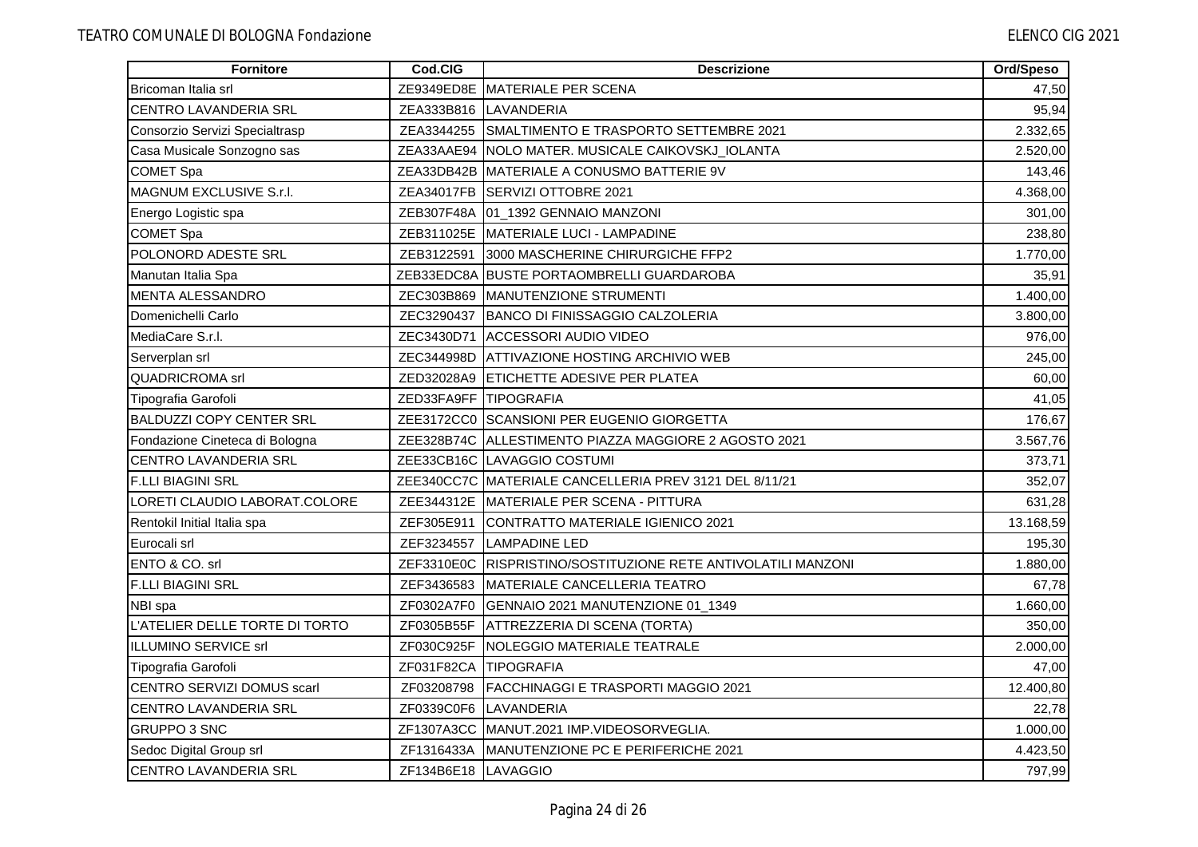| Fornitore | Cod.CIG | Descrizione | Ord/Speso |
|---|---|---|---|
| Bricoman Italia srl | ZE9349ED8E | MATERIALE PER SCENA | 47,50 |
| CENTRO LAVANDERIA SRL | ZEA333B816 | LAVANDERIA | 95,94 |
| Consorzio Servizi Specialtrasp | ZEA3344255 | SMALTIMENTO E TRASPORTO SETTEMBRE 2021 | 2.332,65 |
| Casa Musicale Sonzogno sas | ZEA33AAE94 | NOLO MATER. MUSICALE CAIKOVSKJ_IOLANTA | 2.520,00 |
| COMET Spa | ZEA33DB42B | MATERIALE A CONUSMO BATTERIE 9V | 143,46 |
| MAGNUM EXCLUSIVE S.r.l. | ZEA34017FB | SERVIZI OTTOBRE 2021 | 4.368,00 |
| Energo Logistic spa | ZEB307F48A | 01_1392 GENNAIO MANZONI | 301,00 |
| COMET Spa | ZEB311025E | MATERIALE LUCI - LAMPADINE | 238,80 |
| POLONORD ADESTE SRL | ZEB3122591 | 3000 MASCHERINE CHIRURGICHE FFP2 | 1.770,00 |
| Manutan Italia Spa | ZEB33EDC8A | BUSTE PORTAOMBRELLI GUARDAROBA | 35,91 |
| MENTA ALESSANDRO | ZEC303B869 | MANUTENZIONE STRUMENTI | 1.400,00 |
| Domenichelli Carlo | ZEC3290437 | BANCO DI FINISSAGGIO CALZOLERIA | 3.800,00 |
| MediaCare S.r.l. | ZEC3430D71 | ACCESSORI AUDIO VIDEO | 976,00 |
| Serverplan srl | ZEC344998D | ATTIVAZIONE HOSTING ARCHIVIO WEB | 245,00 |
| QUADRICROMA srl | ZED32028A9 | ETICHETTE ADESIVE PER PLATEA | 60,00 |
| Tipografia Garofoli | ZED33FA9FF | TIPOGRAFIA | 41,05 |
| BALDUZZI COPY CENTER SRL | ZEE3172CC0 | SCANSIONI PER EUGENIO GIORGETTA | 176,67 |
| Fondazione Cineteca di Bologna | ZEE328B74C | ALLESTIMENTO PIAZZA MAGGIORE 2 AGOSTO 2021 | 3.567,76 |
| CENTRO LAVANDERIA SRL | ZEE33CB16C | LAVAGGIO COSTUMI | 373,71 |
| F.LLI BIAGINI SRL | ZEE340CC7C | MATERIALE CANCELLERIA PREV 3121 DEL 8/11/21 | 352,07 |
| LORETI CLAUDIO LABORAT.COLORE | ZEE344312E | MATERIALE PER SCENA - PITTURA | 631,28 |
| Rentokil Initial Italia spa | ZEF305E911 | CONTRATTO MATERIALE IGIENICO 2021 | 13.168,59 |
| Eurocali srl | ZEF3234557 | LAMPADINE LED | 195,30 |
| ENTO & CO. srl | ZEF3310E0C | RISPRISTINO/SOSTITUZIONE RETE ANTIVOLATILI MANZONI | 1.880,00 |
| F.LLI BIAGINI SRL | ZEF3436583 | MATERIALE CANCELLERIA TEATRO | 67,78 |
| NBI spa | ZF0302A7F0 | GENNAIO 2021 MANUTENZIONE 01_1349 | 1.660,00 |
| L'ATELIER DELLE TORTE DI TORTO | ZF0305B55F | ATTREZZERIA DI SCENA (TORTA) | 350,00 |
| ILLUMINO SERVICE srl | ZF030C925F | NOLEGGIO MATERIALE TEATRALE | 2.000,00 |
| Tipografia Garofoli | ZF031F82CA | TIPOGRAFIA | 47,00 |
| CENTRO SERVIZI DOMUS scarl | ZF03208798 | FACCHINAGGI E TRASPORTI MAGGIO 2021 | 12.400,80 |
| CENTRO LAVANDERIA SRL | ZF0339C0F6 | LAVANDERIA | 22,78 |
| GRUPPO 3 SNC | ZF1307A3CC | MANUT.2021 IMP.VIDEOSORVEGLIA. | 1.000,00 |
| Sedoc Digital Group srl | ZF1316433A | MANUTENZIONE PC E PERIFERICHE 2021 | 4.423,50 |
| CENTRO LAVANDERIA SRL | ZF134B6E18 | LAVAGGIO | 797,99 |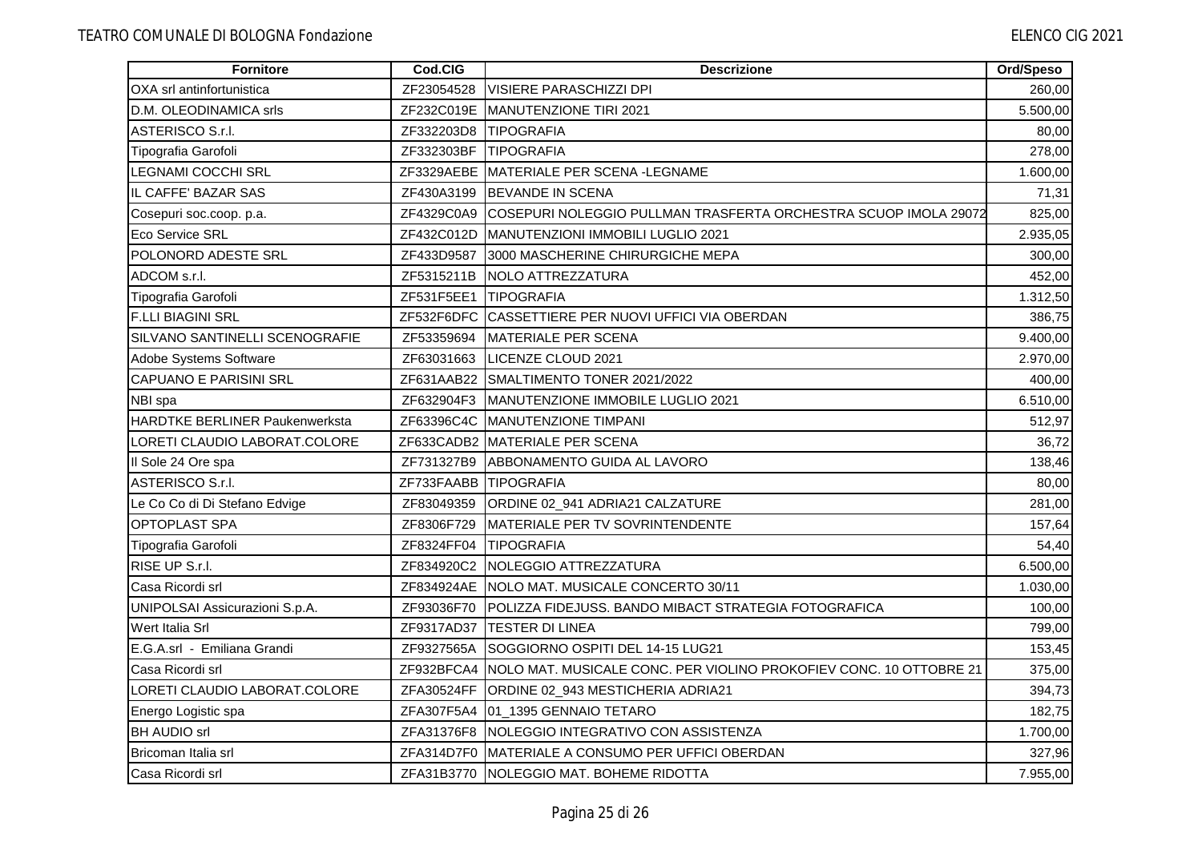| Fornitore | Cod.CIG | Descrizione | Ord/Speso |
|---|---|---|---|
| OXA srl antinfortunistica | ZF23054528 | VISIERE PARASCHIZZI DPI | 260,00 |
| D.M. OLEODINAMICA srls | ZF232C019E | MANUTENZIONE TIRI 2021 | 5.500,00 |
| ASTERISCO S.r.l. | ZF332203D8 | TIPOGRAFIA | 80,00 |
| Tipografia Garofoli | ZF332303BF | TIPOGRAFIA | 278,00 |
| LEGNAMI COCCHI SRL | ZF3329AEBE | MATERIALE PER SCENA -LEGNAME | 1.600,00 |
| IL CAFFE' BAZAR SAS | ZF430A3199 | BEVANDE IN SCENA | 71,31 |
| Cosepuri soc.coop. p.a. | ZF4329C0A9 | COSEPURI NOLEGGIO PULLMAN TRASFERTA ORCHESTRA SCUOP IMOLA 29072 | 825,00 |
| Eco Service SRL | ZF432C012D | MANUTENZIONI IMMOBILI LUGLIO 2021 | 2.935,05 |
| POLONORD ADESTE SRL | ZF433D9587 | 3000 MASCHERINE CHIRURGICHE MEPA | 300,00 |
| ADCOM s.r.l. | ZF5315211B | NOLO ATTREZZATURA | 452,00 |
| Tipografia Garofoli | ZF531F5EE1 | TIPOGRAFIA | 1.312,50 |
| F.LLI BIAGINI SRL | ZF532F6DFC | CASSETTIERE PER NUOVI UFFICI VIA OBERDAN | 386,75 |
| SILVANO SANTINELLI SCENOGRAFIE | ZF53359694 | MATERIALE PER SCENA | 9.400,00 |
| Adobe Systems Software | ZF63031663 | LICENZE CLOUD 2021 | 2.970,00 |
| CAPUANO E PARISINI SRL | ZF631AAB22 | SMALTIMENTO TONER 2021/2022 | 400,00 |
| NBI spa | ZF632904F3 | MANUTENZIONE IMMOBILE LUGLIO 2021 | 6.510,00 |
| HARDTKE BERLINER Paukenwerksta | ZF63396C4C | MANUTENZIONE TIMPANI | 512,97 |
| LORETI CLAUDIO LABORAT.COLORE | ZF633CADB2 | MATERIALE PER SCENA | 36,72 |
| Il Sole 24 Ore spa | ZF731327B9 | ABBONAMENTO GUIDA AL LAVORO | 138,46 |
| ASTERISCO S.r.l. | ZF733FAABB | TIPOGRAFIA | 80,00 |
| Le Co Co di Di Stefano Edvige | ZF83049359 | ORDINE 02_941 ADRIA21 CALZATURE | 281,00 |
| OPTOPLAST SPA | ZF8306F729 | MATERIALE PER TV SOVRINTENDENTE | 157,64 |
| Tipografia Garofoli | ZF8324FF04 | TIPOGRAFIA | 54,40 |
| RISE UP S.r.l. | ZF834920C2 | NOLEGGIO ATTREZZATURA | 6.500,00 |
| Casa Ricordi srl | ZF834924AE | NOLO MAT. MUSICALE CONCERTO 30/11 | 1.030,00 |
| UNIPOLSAI Assicurazioni S.p.A. | ZF93036F70 | POLIZZA FIDEJUSS. BANDO MIBACT STRATEGIA FOTOGRAFICA | 100,00 |
| Wert Italia Srl | ZF9317AD37 | TESTER DI LINEA | 799,00 |
| E.G.A.srl - Emiliana Grandi | ZF9327565A | SOGGIORNO OSPITI DEL 14-15 LUG21 | 153,45 |
| Casa Ricordi srl | ZF932BFCA4 | NOLO MAT. MUSICALE CONC. PER VIOLINO PROKOFIEV CONC. 10 OTTOBRE 21 | 375,00 |
| LORETI CLAUDIO LABORAT.COLORE | ZFA30524FF | ORDINE 02_943 MESTICHERIA ADRIA21 | 394,73 |
| Energo Logistic spa | ZFA307F5A4 | 01_1395 GENNAIO TETARO | 182,75 |
| BH AUDIO srl | ZFA31376F8 | NOLEGGIO INTEGRATIVO CON ASSISTENZA | 1.700,00 |
| Bricoman Italia srl | ZFA314D7F0 | MATERIALE A CONSUMO PER UFFICI OBERDAN | 327,96 |
| Casa Ricordi srl | ZFA31B3770 | NOLEGGIO MAT. BOHEME RIDOTTA | 7.955,00 |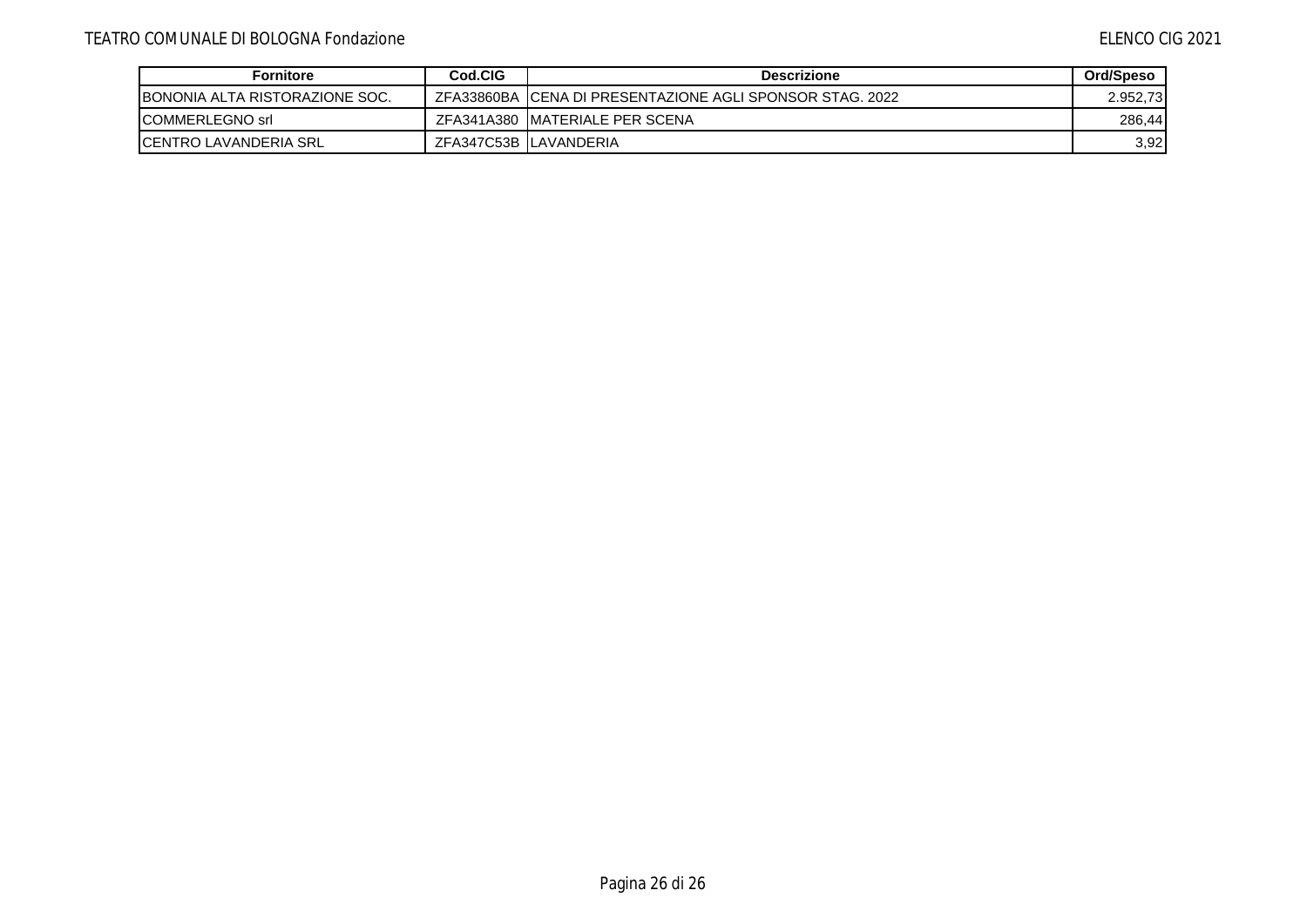| Fornitore | Cod.CIG | Descrizione | Ord/Speso |
|---|---|---|---|
| BONONIA ALTA RISTORAZIONE SOC. | ZFA33860BA | CENA DI PRESENTAZIONE AGLI SPONSOR STAG. 2022 | 2.952,73 |
| COMMERLEGNO srl | ZFA341A380 | MATERIALE PER SCENA | 286,44 |
| CENTRO LAVANDERIA SRL | ZFA347C53B | LAVANDERIA | 3,92 |